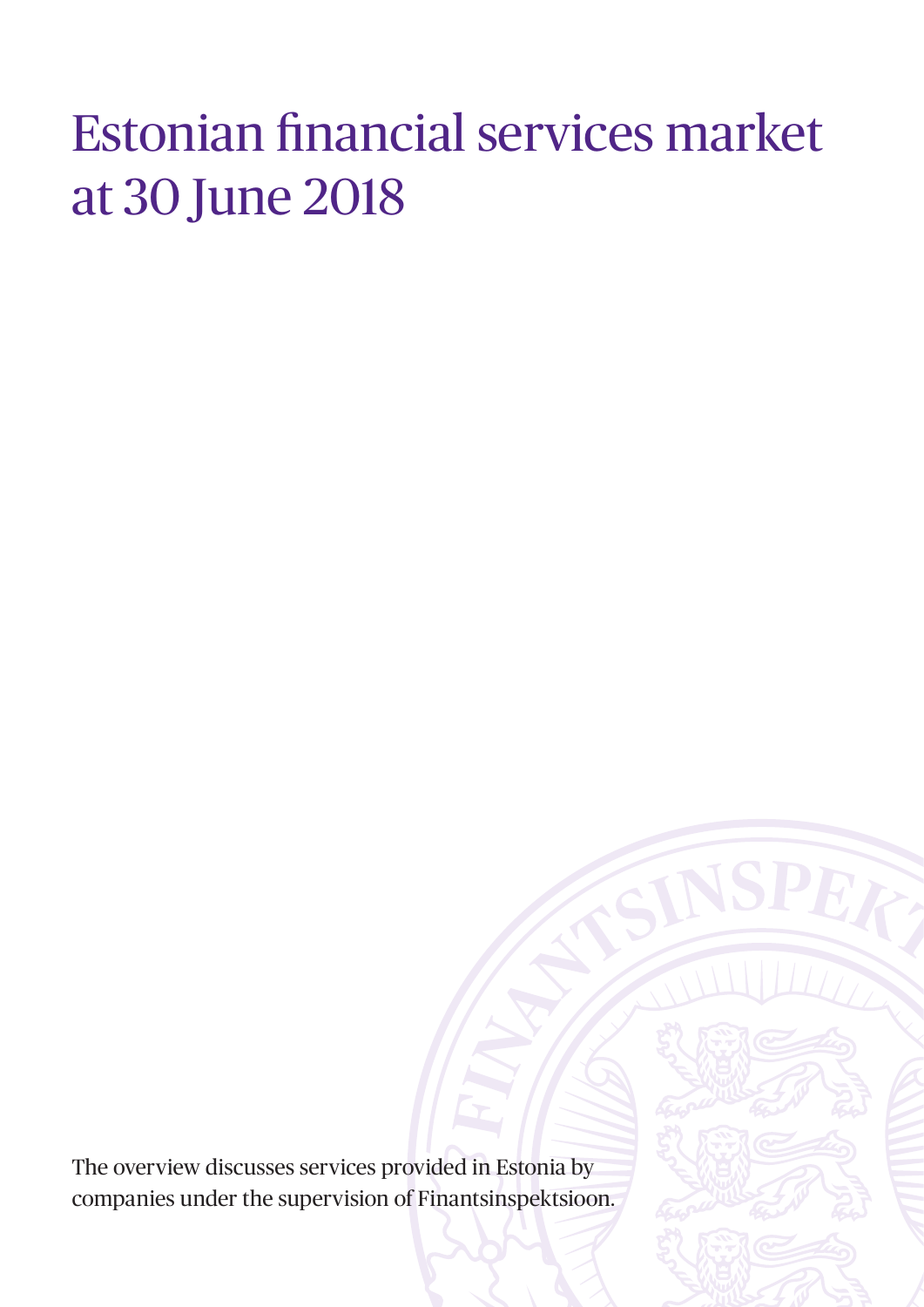# Estonian financial services market at 30 June 2018

The overview discusses services provided in Estonia by companies under the supervision of Finantsinspektsioon.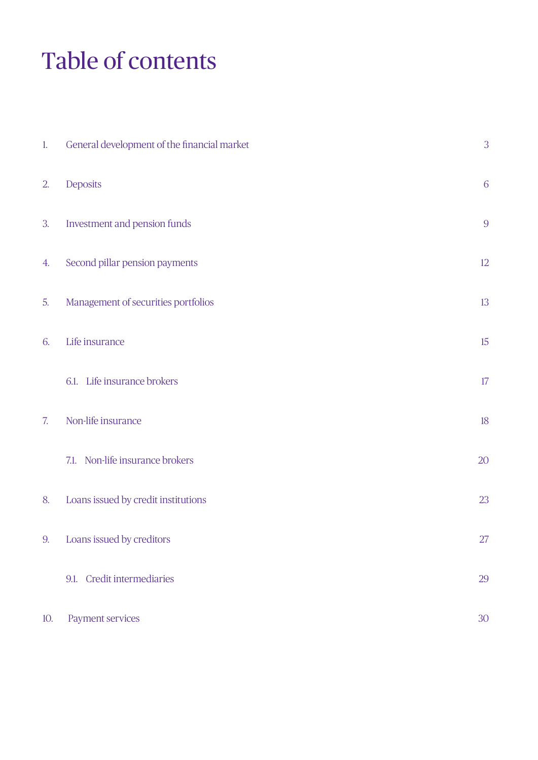# Table of contents

| | | |
|---|---|---|
| 1. | General development of the financial market | 3 |
| 2. | Deposits | 6 |
| 3. | Investment and pension funds | 9 |
| 4. | Second pillar pension payments | 12 |
| 5. | Management of securities portfolios | 13 |
| 6. | Life insurance | 15 |
| | 6.1. Life insurance brokers | 17 |
| 7. | Non-life insurance | 18 |
| | 7.1. Non-life insurance brokers | 20 |
| 8. | Loans issued by credit institutions | 23 |
| 9. | Loans issued by creditors | 27 |
| | 9.1. Credit intermediaries | 29 |
| 10. | Payment services | 30 |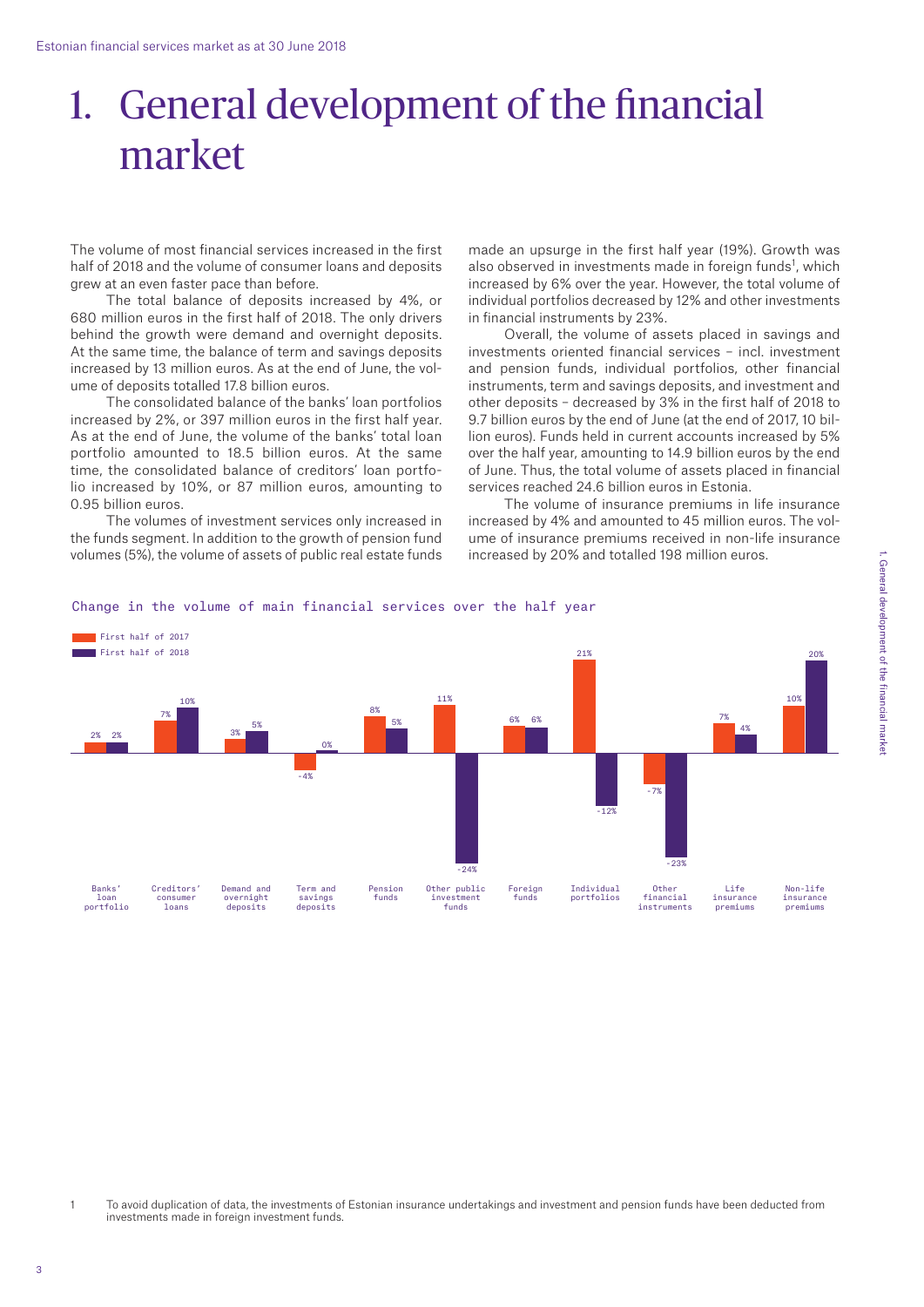# 1. General development of the financial market

The volume of most financial services increased in the first half of 2018 and the volume of consumer loans and deposits grew at an even faster pace than before.

The total balance of deposits increased by 4%, or 680 million euros in the first half of 2018. The only drivers behind the growth were demand and overnight deposits. At the same time, the balance of term and savings deposits increased by 13 million euros. As at the end of June, the volume of deposits totalled 17.8 billion euros.

The consolidated balance of the banks' loan portfolios increased by 2%, or 397 million euros in the first half year. As at the end of June, the volume of the banks' total loan portfolio amounted to 18.5 billion euros. At the same time, the consolidated balance of creditors' loan portfolio increased by 10%, or 87 million euros, amounting to 0.95 billion euros.

The volumes of investment services only increased in the funds segment. In addition to the growth of pension fund volumes (5%), the volume of assets of public real estate funds made an upsurge in the first half year (19%). Growth was also observed in investments made in foreign funds[1], which increased by 6% over the year. However, the total volume of individual portfolios decreased by 12% and other investments in financial instruments by 23%.

Overall, the volume of assets placed in savings and investments oriented financial services – incl. investment and pension funds, individual portfolios, other financial instruments, term and savings deposits, and investment and other deposits – decreased by 3% in the first half of 2018 to 9.7 billion euros by the end of June (at the end of 2017, 10 billion euros). Funds held in current accounts increased by 5% over the half year, amounting to 14.9 billion euros by the end of June. Thus, the total volume of assets placed in financial services reached 24.6 billion euros in Estonia.

The volume of insurance premiums in life insurance increased by 4% and amounted to 45 million euros. The volume of insurance premiums received in non-life insurance increased by 20% and totalled 198 million euros.

Change in the volume of main financial services over the half year

| | First half of 2017 | First half of 2018 |
|---|---|---|
| Banks' loan portfolio | 2% | 2% |
| Creditors' consumer loans | 7% | 10% |
| Demand and overnight deposits | 3% | 5% |
| Term and savings deposits | -4% | 0% |
| Pension funds | 8% | 5% |
| Other public investment funds | 11% | -24% |
| Foreign funds | 6% | 6% |
| Individual portfolios | 21% | -12% |
| Other financial instruments | -7% | -23% |
| Life insurance premiums | 7% | 4% |
| Non-life insurance premiums | 10% | 20% |

[1] To avoid duplication of data, the investments of Estonian insurance undertakings and investment and pension funds have been deducted from investments made in foreign investment funds.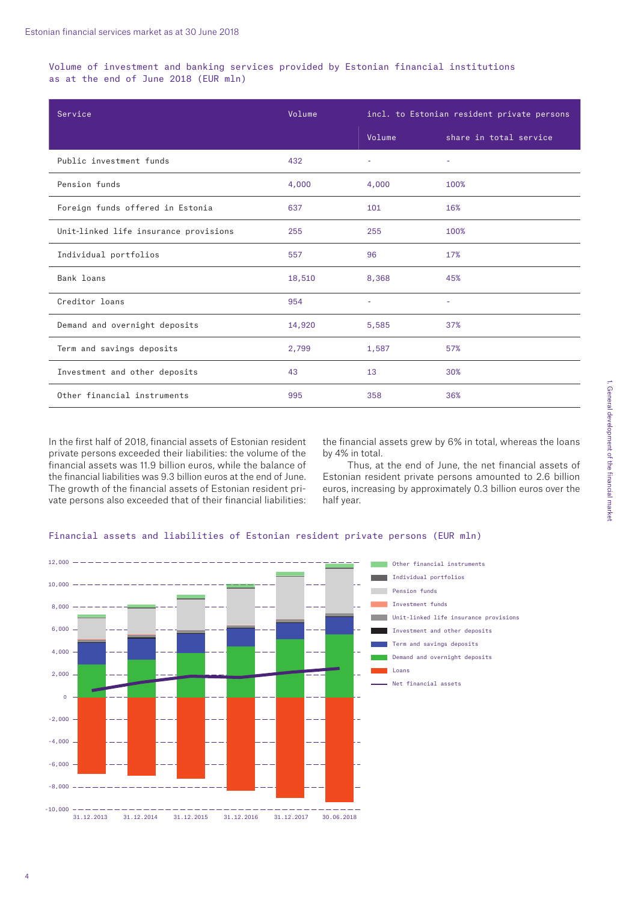Volume of investment and banking services provided by Estonian financial institutions as at the end of June 2018 (EUR mln)

| Service | Volume | incl. to Estonian resident private persons | |
|---|---|---|---|
| | | Volume | share in total service |
| Public investment funds | 432 | - | - |
| Pension funds | 4,000 | 4,000 | 100% |
| Foreign funds offered in Estonia | 637 | 101 | 16% |
| Unit-linked life insurance provisions | 255 | 255 | 100% |
| Individual portfolios | 557 | 96 | 17% |
| Bank loans | 18,510 | 8,368 | 45% |
| Creditor loans | 954 | - | - |
| Demand and overnight deposits | 14,920 | 5,585 | 37% |
| Term and savings deposits | 2,799 | 1,587 | 57% |
| Investment and other deposits | 43 | 13 | 30% |
| Other financial instruments | 995 | 358 | 36% |

In the first half of 2018, financial assets of Estonian resident private persons exceeded their liabilities: the volume of the financial assets was 11.9 billion euros, while the balance of the financial liabilities was 9.3 billion euros at the end of June. The growth of the financial assets of Estonian resident private persons also exceeded that of their financial liabilities: the financial assets grew by 6% in total, whereas the loans by 4% in total.

Thus, at the end of June, the net financial assets of Estonian resident private persons amounted to 2.6 billion euros, increasing by approximately 0.3 billion euros over the half year.

Financial assets and liabilities of Estonian resident private persons (EUR mln)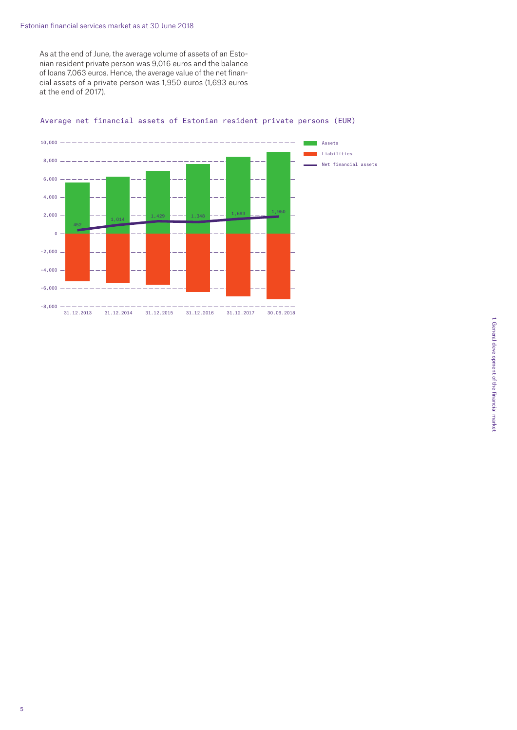As at the end of June, the average volume of assets of an Estonian resident private person was 9,016 euros and the balance of loans 7,063 euros. Hence, the average value of the net financial assets of a private person was 1,950 euros (1,693 euros at the end of 2017).

Average net financial assets of Estonian resident private persons (EUR)

| | 31.12.2013 | 31.12.2014 | 31.12.2015 | 31.12.2016 | 31.12.2017 | 30.06.2018 |
|---|---|---|---|---|---|---|
| Net financial assets | 452 | 1,014 | 1,429 | 1,348 | 1,693 | 1,950 |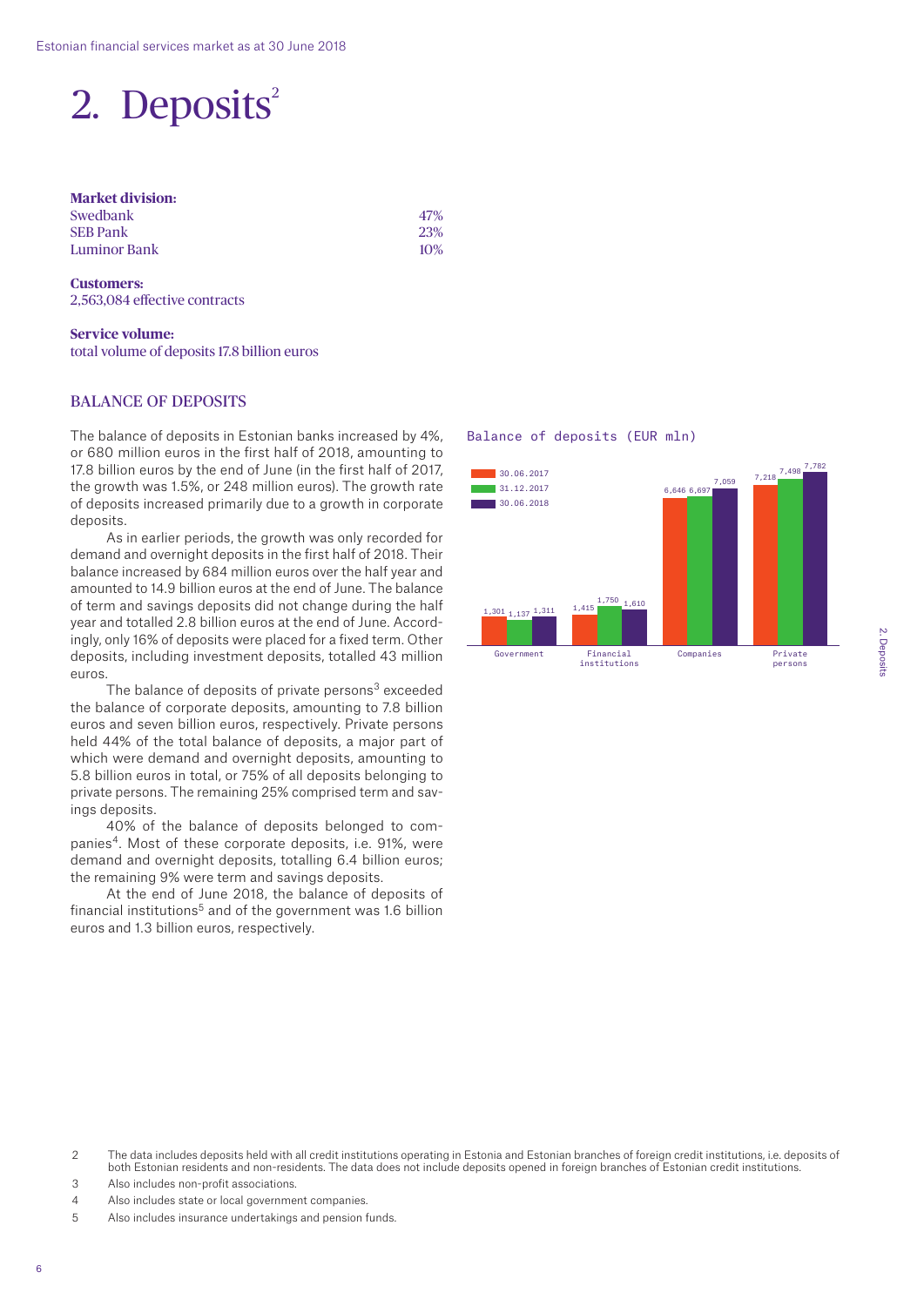# 2. Deposits[2]

**Market division:**

| | |
|---|---|
| Swedbank | 47% |
| SEB Pank | 23% |
| Luminor Bank | 10% |

**Customers:**
2,563,084 effective contracts

**Service volume:**
total volume of deposits 17.8 billion euros

## BALANCE OF DEPOSITS

The balance of deposits in Estonian banks increased by 4%, or 680 million euros in the first half of 2018, amounting to 17.8 billion euros by the end of June (in the first half of 2017, the growth was 1.5%, or 248 million euros). The growth rate of deposits increased primarily due to a growth in corporate deposits.

As in earlier periods, the growth was only recorded for demand and overnight deposits in the first half of 2018. Their balance increased by 684 million euros over the half year and amounted to 14.9 billion euros at the end of June. The balance of term and savings deposits did not change during the half year and totalled 2.8 billion euros at the end of June. Accordingly, only 16% of deposits were placed for a fixed term. Other deposits, including investment deposits, totalled 43 million euros.

The balance of deposits of private persons[3] exceeded the balance of corporate deposits, amounting to 7.8 billion euros and seven billion euros, respectively. Private persons held 44% of the total balance of deposits, a major part of which were demand and overnight deposits, amounting to 5.8 billion euros in total, or 75% of all deposits belonging to private persons. The remaining 25% comprised term and savings deposits.

40% of the balance of deposits belonged to companies[4]. Most of these corporate deposits, i.e. 91%, were demand and overnight deposits, totalling 6.4 billion euros; the remaining 9% were term and savings deposits.

At the end of June 2018, the balance of deposits of financial institutions[5] and of the government was 1.6 billion euros and 1.3 billion euros, respectively.

Balance of deposits (EUR mln)

| | 30.06.2017 | 31.12.2017 | 30.06.2018 |
|---|---|---|---|
| Government | 1,301 | 1,137 | 1,311 |
| Financial institutions | 1,415 | 1,750 | 1,610 |
| Companies | 6,646 | 6,697 | 7,059 |
| Private persons | 7,218 | 7,498 | 7,782 |

2 The data includes deposits held with all credit institutions operating in Estonia and Estonian branches of foreign credit institutions, i.e. deposits of both Estonian residents and non-residents. The data does not include deposits opened in foreign branches of Estonian credit institutions.

3 Also includes non-profit associations.

4 Also includes state or local government companies.

5 Also includes insurance undertakings and pension funds.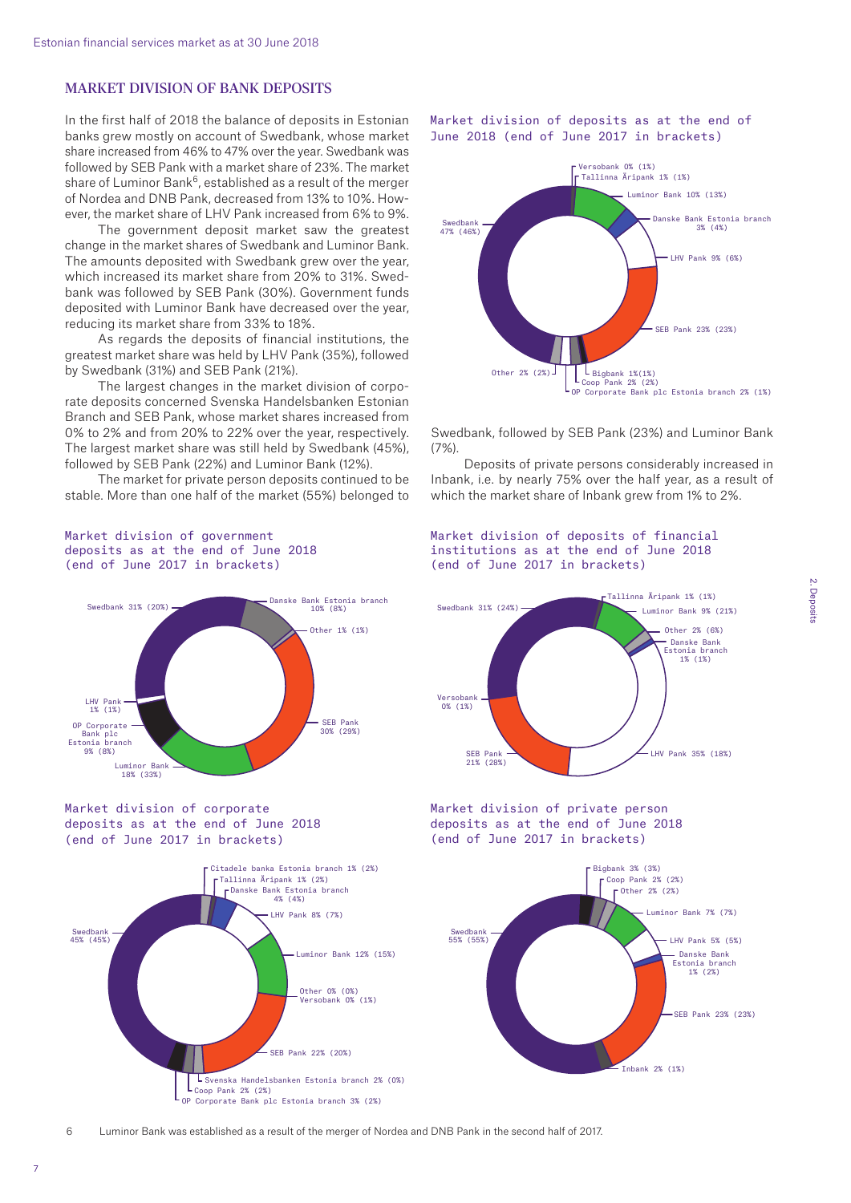## MARKET DIVISION OF BANK DEPOSITS

In the first half of 2018 the balance of deposits in Estonian banks grew mostly on account of Swedbank, whose market share increased from 46% to 47% over the year. Swedbank was followed by SEB Pank with a market share of 23%. The market share of Luminor Bank[6], established as a result of the merger of Nordea and DNB Pank, decreased from 13% to 10%. However, the market share of LHV Pank increased from 6% to 9%.

The government deposit market saw the greatest change in the market shares of Swedbank and Luminor Bank. The amounts deposited with Swedbank grew over the year, which increased its market share from 20% to 31%. Swedbank was followed by SEB Pank (30%). Government funds deposited with Luminor Bank have decreased over the year, reducing its market share from 33% to 18%.

As regards the deposits of financial institutions, the greatest market share was held by LHV Pank (35%), followed by Swedbank (31%) and SEB Pank (21%).

The largest changes in the market division of corporate deposits concerned Svenska Handelsbanken Estonian Branch and SEB Pank, whose market shares increased from 0% to 2% and from 20% to 22% over the year, respectively. The largest market share was still held by Swedbank (45%), followed by SEB Pank (22%) and Luminor Bank (12%).

The market for private person deposits continued to be stable. More than one half of the market (55%) belonged to Swedbank, followed by SEB Pank (23%) and Luminor Bank (7%).

Deposits of private persons considerably increased in Inbank, i.e. by nearly 75% over the half year, as a result of which the market share of Inbank grew from 1% to 2%.

Market division of deposits as at the end of June 2018 (end of June 2017 in brackets)

| Bank | Share |
|---|---|
| Swedbank | 47% (46%) |
| SEB Pank | 23% (23%) |
| Luminor Bank | 10% (13%) |
| LHV Pank | 9% (6%) |
| Danske Bank Estonia branch | 3% (4%) |
| OP Corporate Bank plc Estonia branch | 2% (1%) |
| Coop Pank | 2% (2%) |
| Other | 2% (2%) |
| Bigbank | 1%(1%) |
| Tallinna Äripank | 1% (1%) |
| Versobank | 0% (1%) |

Market division of government deposits as at the end of June 2018 (end of June 2017 in brackets)

| Bank | Share |
|---|---|
| Swedbank | 31% (20%) |
| SEB Pank | 30% (29%) |
| Luminor Bank | 18% (33%) |
| Danske Bank Estonia branch | 10% (8%) |
| OP Corporate Bank plc Estonia branch | 9% (8%) |
| LHV Pank | 1% (1%) |
| Other | 1% (1%) |

Market division of deposits of financial institutions as at the end of June 2018 (end of June 2017 in brackets)

| Bank | Share |
|---|---|
| LHV Pank | 35% (18%) |
| Swedbank | 31% (24%) |
| SEB Pank | 21% (28%) |
| Luminor Bank | 9% (21%) |
| Other | 2% (6%) |
| Danske Bank Estonia branch | 1% (1%) |
| Tallinna Äripank | 1% (1%) |
| Versobank | 0% (1%) |

Market division of corporate deposits as at the end of June 2018 (end of June 2017 in brackets)

| Bank | Share |
|---|---|
| Swedbank | 45% (45%) |
| SEB Pank | 22% (20%) |
| Luminor Bank | 12% (15%) |
| LHV Pank | 8% (7%) |
| Danske Bank Estonia branch | 4% (4%) |
| OP Corporate Bank plc Estonia branch | 3% (2%) |
| Svenska Handelsbanken Estonia branch | 2% (0%) |
| Coop Pank | 2% (2%) |
| Citadele banka Estonia branch | 1% (2%) |
| Tallinna Äripank | 1% (2%) |
| Other | 0% (0%) |
| Versobank | 0% (1%) |

Market division of private person deposits as at the end of June 2018 (end of June 2017 in brackets)

| Bank | Share |
|---|---|
| Swedbank | 55% (55%) |
| SEB Pank | 23% (23%) |
| Luminor Bank | 7% (7%) |
| LHV Pank | 5% (5%) |
| Bigbank | 3% (3%) |
| Coop Pank | 2% (2%) |
| Other | 2% (2%) |
| Inbank | 2% (1%) |
| Danske Bank Estonia branch | 1% (2%) |

6 Luminor Bank was established as a result of the merger of Nordea and DNB Pank in the second half of 2017.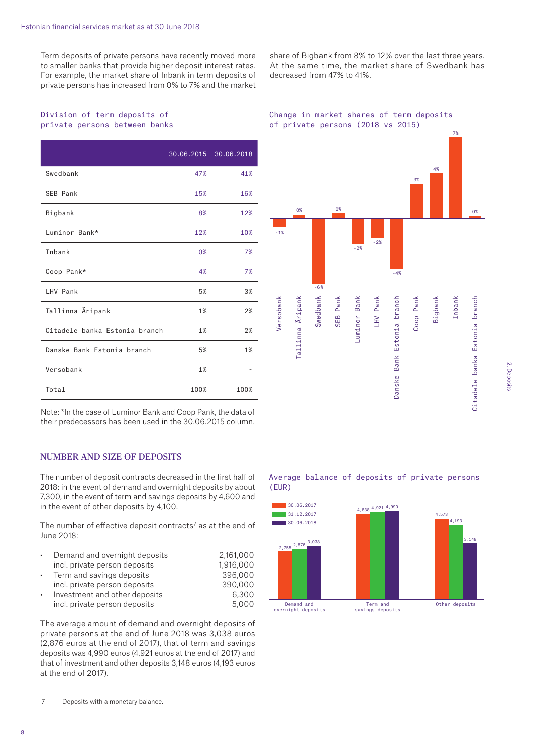Term deposits of private persons have recently moved more to smaller banks that provide higher deposit interest rates. For example, the market share of Inbank in term deposits of private persons has increased from 0% to 7% and the market share of Bigbank from 8% to 12% over the last three years. At the same time, the market share of Swedbank has decreased from 47% to 41%.

Division of term deposits of private persons between banks

| | 30.06.2015 | 30.06.2018 |
|---|---|---|
| Swedbank | 47% | 41% |
| SEB Pank | 15% | 16% |
| Bigbank | 8% | 12% |
| Luminor Bank* | 12% | 10% |
| Inbank | 0% | 7% |
| Coop Pank* | 4% | 7% |
| LHV Pank | 5% | 3% |
| Tallinna Äripank | 1% | 2% |
| Citadele banka Estonia branch | 1% | 2% |
| Danske Bank Estonia branch | 5% | 1% |
| Versobank | 1% | - |
| Total | 100% | 100% |

Note: *In the case of Luminor Bank and Coop Pank, the data of their predecessors has been used in the 30.06.2015 column.

Change in market shares of term deposits of private persons (2018 vs 2015)

| Bank | Change |
|---|---|
| Versobank | -1% |
| Tallinna Äripank | 0% |
| Swedbank | -6% |
| SEB Pank | 0% |
| Luminor Bank | -2% |
| LHV Pank | -2% |
| Danske Bank Estonia branch | -4% |
| Coop Pank | 3% |
| Bigbank | 4% |
| Inbank | 7% |
| Citadele banka Estonia branch | 0% |

## NUMBER AND SIZE OF DEPOSITS

The number of deposit contracts decreased in the first half of 2018: in the event of demand and overnight deposits by about 7,300, in the event of term and savings deposits by 4,600 and in the event of other deposits by 4,100.

The number of effective deposit contracts[7] as at the end of June 2018:

- Demand and overnight deposits 2,161,000
  incl. private person deposits 1,916,000
- Term and savings deposits 396,000
  incl. private person deposits 390,000
- Investment and other deposits 6,300
  incl. private person deposits 5,000

The average amount of demand and overnight deposits of private persons at the end of June 2018 was 3,038 euros (2,876 euros at the end of 2017), that of term and savings deposits was 4,990 euros (4,921 euros at the end of 2017) and that of investment and other deposits 3,148 euros (4,193 euros at the end of 2017).

Average balance of deposits of private persons (EUR)

| | 30.06.2017 | 31.12.2017 | 30.06.2018 |
|---|---|---|---|
| Demand and overnight deposits | 2,755 | 2,876 | 3,038 |
| Term and savings deposits | 4,838 | 4,921 | 4,990 |
| Other deposits | 4,573 | 4,193 | 3,148 |

7 Deposits with a monetary balance.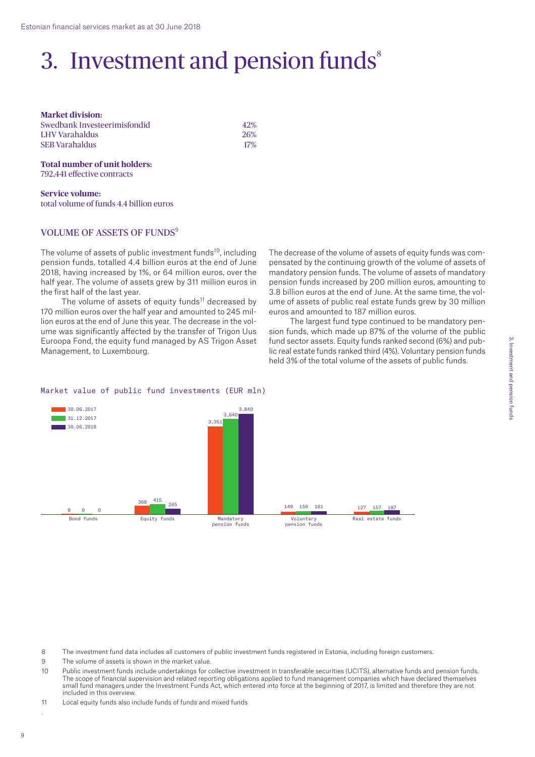# 3. Investment and pension funds[8]

**Market division:**

| | |
|---|---|
| Swedbank Investeerimisfondid | 42% |
| LHV Varahaldus | 26% |
| SEB Varahaldus | 17% |

**Total number of unit holders:**
792,441 effective contracts

**Service volume:**
total volume of funds 4.4 billion euros

## VOLUME OF ASSETS OF FUNDS[9]

The volume of assets of public investment funds[10], including pension funds, totalled 4.4 billion euros at the end of June 2018, having increased by 1%, or 64 million euros, over the half year. The volume of assets grew by 311 million euros in the first half of the last year.

The volume of assets of equity funds[11] decreased by 170 million euros over the half year and amounted to 245 million euros at the end of June this year. The decrease in the volume was significantly affected by the transfer of Trigon Uus Euroopa Fond, the equity fund managed by AS Trigon Asset Management, to Luxembourg.

The decrease of the volume of assets of equity funds was compensated by the continuing growth of the volume of assets of mandatory pension funds. The volume of assets of mandatory pension funds increased by 200 million euros, amounting to 3.8 billion euros at the end of June. At the same time, the volume of assets of public real estate funds grew by 30 million euros and amounted to 187 million euros.

The largest fund type continued to be mandatory pension funds, which made up 87% of the volume of the public fund sector assets. Equity funds ranked second (6%) and public real estate funds ranked third (4%). Voluntary pension funds held 3% of the total volume of the assets of public funds.

Market value of public fund investments (EUR mln)

| | 30.06.2017 | 31.12.2017 | 30.06.2018 |
|---|---|---|---|
| Bond funds | 8 | 0 | 0 |
| Equity funds | 368 | 415 | 245 |
| Mandatory pension funds | 3,351 | 3,640 | 3,840 |
| Voluntary pension funds | 149 | 156 | 161 |
| Real estate funds | 127 | 157 | 187 |

8 The investment fund data includes all customers of public investment funds registered in Estonia, including foreign customers.

9 The volume of assets is shown in the market value.

10 Public investment funds include undertakings for collective investment in transferable securities (UCITS), alternative funds and pension funds. The scope of financial supervision and related reporting obligations applied to fund management companies which have declared themselves small fund managers under the Investment Funds Act, which entered into force at the beginning of 2017, is limited and therefore they are not included in this overview.

11 Local equity funds also include funds of funds and mixed funds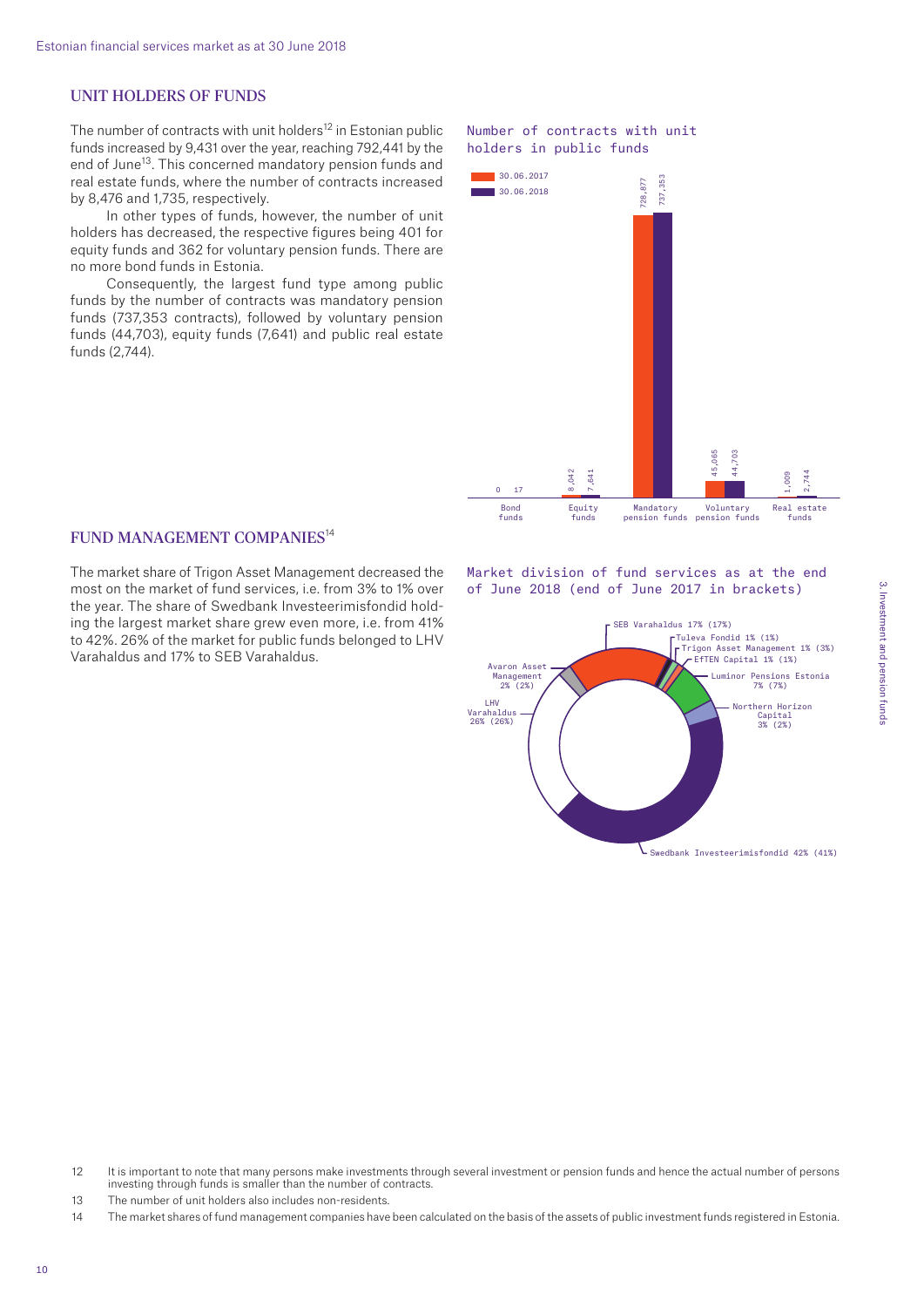## UNIT HOLDERS OF FUNDS

The number of contracts with unit holders[12] in Estonian public funds increased by 9,431 over the year, reaching 792,441 by the end of June[13]. This concerned mandatory pension funds and real estate funds, where the number of contracts increased by 8,476 and 1,735, respectively.

In other types of funds, however, the number of unit holders has decreased, the respective figures being 401 for equity funds and 362 for voluntary pension funds. There are no more bond funds in Estonia.

Consequently, the largest fund type among public funds by the number of contracts was mandatory pension funds (737,353 contracts), followed by voluntary pension funds (44,703), equity funds (7,641) and public real estate funds (2,744).

Number of contracts with unit holders in public funds

| | 30.06.2017 | 30.06.2018 |
|---|---|---|
| Bond funds | 17 | 0 |
| Equity funds | 8,042 | 7,641 |
| Mandatory pension funds | 728,877 | 737,353 |
| Voluntary pension funds | 45,065 | 44,703 |
| Real estate funds | 1,009 | 2,744 |

## FUND MANAGEMENT COMPANIES[14]

The market share of Trigon Asset Management decreased the most on the market of fund services, i.e. from 3% to 1% over the year. The share of Swedbank Investeerimisfondid holding the largest market share grew even more, i.e. from 41% to 42%. 26% of the market for public funds belonged to LHV Varahaldus and 17% to SEB Varahaldus.

Market division of fund services as at the end of June 2018 (end of June 2017 in brackets)

| Fund management company | End of June 2018 | End of June 2017 |
|---|---|---|
| Swedbank Investeerimisfondid | 42% | 41% |
| LHV Varahaldus | 26% | 26% |
| SEB Varahaldus | 17% | 17% |
| Luminor Pensions Estonia | 7% | 7% |
| Northern Horizon Capital | 3% | 2% |
| Avaron Asset Management | 2% | 2% |
| Tuleva Fondid | 1% | 1% |
| Trigon Asset Management | 1% | 3% |
| EfTEN Capital | 1% | 1% |

12 It is important to note that many persons make investments through several investment or pension funds and hence the actual number of persons investing through funds is smaller than the number of contracts.

13 The number of unit holders also includes non-residents.

14 The market shares of fund management companies have been calculated on the basis of the assets of public investment funds registered in Estonia.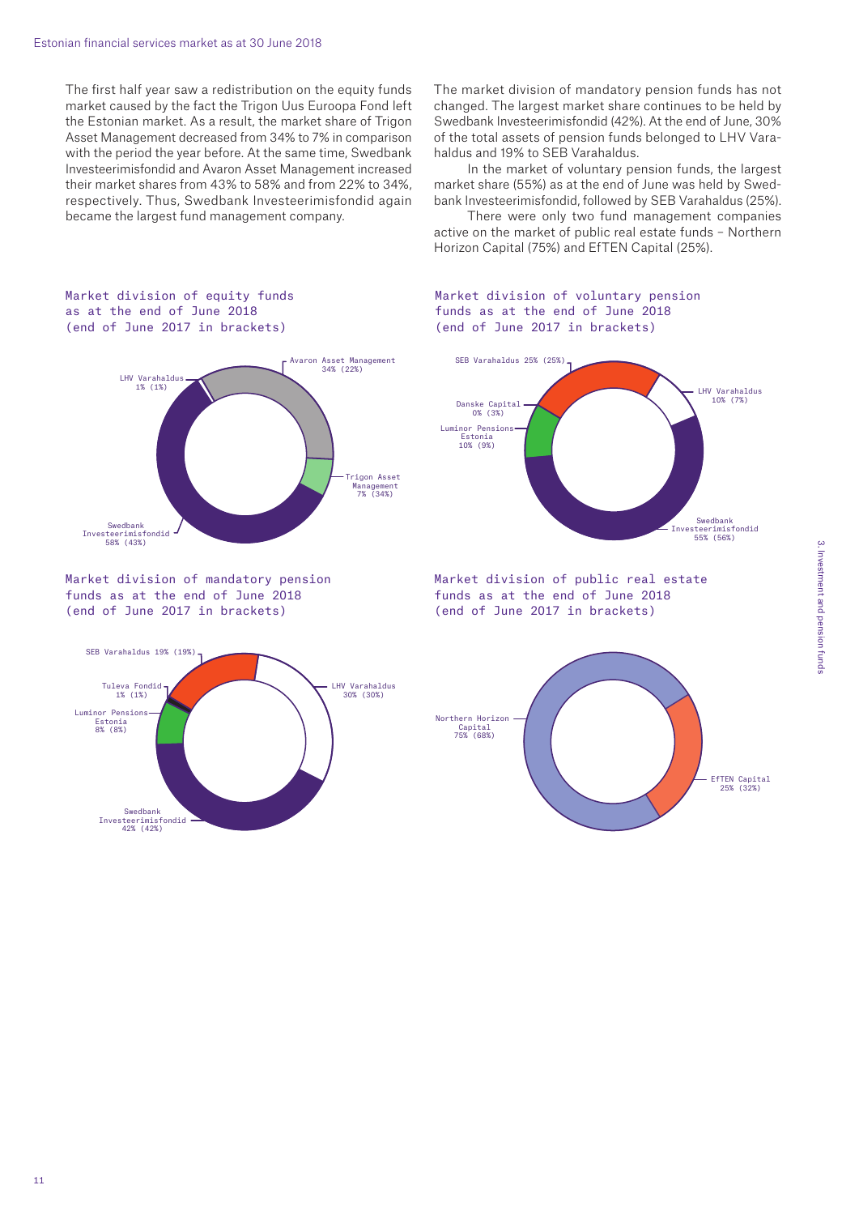The first half year saw a redistribution on the equity funds market caused by the fact the Trigon Uus Euroopa Fond left the Estonian market. As a result, the market share of Trigon Asset Management decreased from 34% to 7% in comparison with the period the year before. At the same time, Swedbank Investeerimisfondid and Avaron Asset Management increased their market shares from 43% to 58% and from 22% to 34%, respectively. Thus, Swedbank Investeerimisfondid again became the largest fund management company.

The market division of mandatory pension funds has not changed. The largest market share continues to be held by Swedbank Investeerimisfondid (42%). At the end of June, 30% of the total assets of pension funds belonged to LHV Varahaldus and 19% to SEB Varahaldus.

In the market of voluntary pension funds, the largest market share (55%) as at the end of June was held by Swedbank Investeerimisfondid, followed by SEB Varahaldus (25%).

There were only two fund management companies active on the market of public real estate funds – Northern Horizon Capital (75%) and EfTEN Capital (25%).

Market division of equity funds as at the end of June 2018 (end of June 2017 in brackets)

| Company | Share |
|---|---|
| Avaron Asset Management | 34% (22%) |
| Trigon Asset Management | 7% (34%) |
| Swedbank Investeerimisfondid | 58% (43%) |
| LHV Varahaldus | 1% (1%) |

Market division of voluntary pension funds as at the end of June 2018 (end of June 2017 in brackets)

| Company | Share |
|---|---|
| SEB Varahaldus | 25% (25%) |
| LHV Varahaldus | 10% (7%) |
| Swedbank Investeerimisfondid | 55% (56%) |
| Luminor Pensions Estonia | 10% (9%) |
| Danske Capital | 0% (3%) |

Market division of mandatory pension funds as at the end of June 2018 (end of June 2017 in brackets)

| Company | Share |
|---|---|
| SEB Varahaldus | 19% (19%) |
| LHV Varahaldus | 30% (30%) |
| Swedbank Investeerimisfondid | 42% (42%) |
| Luminor Pensions Estonia | 8% (8%) |
| Tuleva Fondid | 1% (1%) |

Market division of public real estate funds as at the end of June 2018 (end of June 2017 in brackets)

| Company | Share |
|---|---|
| Northern Horizon Capital | 75% (68%) |
| EfTEN Capital | 25% (32%) |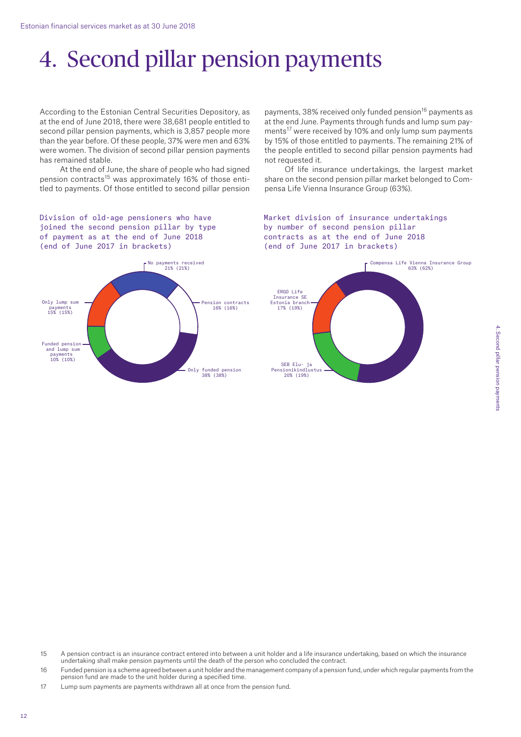# 4. Second pillar pension payments

According to the Estonian Central Securities Depository, as at the end of June 2018, there were 38,681 people entitled to second pillar pension payments, which is 3,857 people more than the year before. Of these people, 37% were men and 63% were women. The division of second pillar pension payments has remained stable.

At the end of June, the share of people who had signed pension contracts[15] was approximately 16% of those entitled to payments. Of those entitled to second pillar pension payments, 38% received only funded pension[16] payments as at the end June. Payments through funds and lump sum payments[17] were received by 10% and only lump sum payments by 15% of those entitled to payments. The remaining 21% of the people entitled to second pillar pension payments had not requested it.

Of life insurance undertakings, the largest market share on the second pension pillar market belonged to Compensa Life Vienna Insurance Group (63%).

Division of old-age pensioners who have joined the second pension pillar by type of payment as at the end of June 2018 (end of June 2017 in brackets)

| Type of payment | Share |
| --- | --- |
| No payments received | 21% (21%) |
| Pension contracts | 16% (16%) |
| Only funded pension | 38% (38%) |
| Funded pension and lump sum payments | 10% (10%) |
| Only lump sum payments | 15% (15%) |

Market division of insurance undertakings by number of second pension pillar contracts as at the end of June 2018 (end of June 2017 in brackets)

| Insurance undertaking | Share |
| --- | --- |
| Compensa Life Vienna Insurance Group | 63% (62%) |
| SEB Elu- ja Pensionikindlustus | 20% (19%) |
| ERGO Life Insurance SE Estonia branch | 17% (19%) |

15 A pension contract is an insurance contract entered into between a unit holder and a life insurance undertaking, based on which the insurance undertaking shall make pension payments until the death of the person who concluded the contract.

16 Funded pension is a scheme agreed between a unit holder and the management company of a pension fund, under which regular payments from the pension fund are made to the unit holder during a specified time.

17 Lump sum payments are payments withdrawn all at once from the pension fund.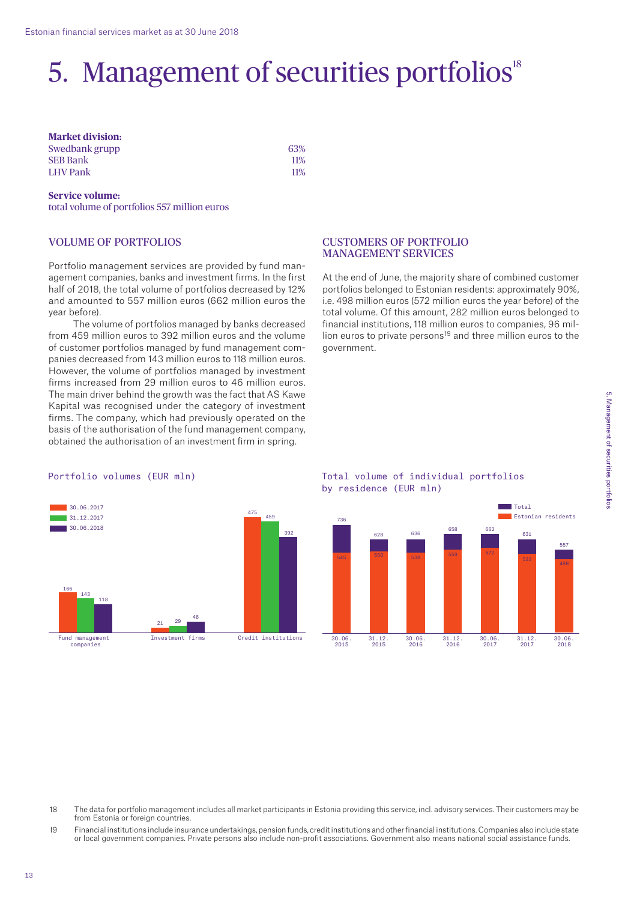# 5. Management of securities portfolios[18]

**Market division:**

| | |
|---|---|
| Swedbank grupp | 63% |
| SEB Bank | 11% |
| LHV Pank | 11% |

**Service volume:**
total volume of portfolios 557 million euros

## VOLUME OF PORTFOLIOS

Portfolio management services are provided by fund management companies, banks and investment firms. In the first half of 2018, the total volume of portfolios decreased by 12% and amounted to 557 million euros (662 million euros the year before).

The volume of portfolios managed by banks decreased from 459 million euros to 392 million euros and the volume of customer portfolios managed by fund management companies decreased from 143 million euros to 118 million euros. However, the volume of portfolios managed by investment firms increased from 29 million euros to 46 million euros. The main driver behind the growth was the fact that AS Kawe Kapital was recognised under the category of investment firms. The company, which had previously operated on the basis of the authorisation of the fund management company, obtained the authorisation of an investment firm in spring.

## CUSTOMERS OF PORTFOLIO MANAGEMENT SERVICES

At the end of June, the majority share of combined customer portfolios belonged to Estonian residents: approximately 90%, i.e. 498 million euros (572 million euros the year before) of the total volume. Of this amount, 282 million euros belonged to financial institutions, 118 million euros to companies, 96 million euros to private persons[19] and three million euros to the government.

Portfolio volumes (EUR mln)

| | 30.06.2017 | 31.12.2017 | 30.06.2018 |
|---|---|---|---|
| Fund management companies | 166 | 143 | 118 |
| Investment firms | 21 | 29 | 46 |
| Credit institutions | 475 | 459 | 392 |

Total volume of individual portfolios by residence (EUR mln)

| | Total | Estonian residents |
|---|---|---|
| 30.06.2015 | 736 | 545 |
| 31.12.2015 | 628 | 550 |
| 30.06.2016 | 636 | 538 |
| 31.12.2016 | 658 | 559 |
| 30.06.2017 | 662 | 572 |
| 31.12.2017 | 631 | 533 |
| 30.06.2018 | 557 | 498 |

18 The data for portfolio management includes all market participants in Estonia providing this service, incl. advisory services. Their customers may be from Estonia or foreign countries.

19 Financial institutions include insurance undertakings, pension funds, credit institutions and other financial institutions. Companies also include state or local government companies. Private persons also include non-profit associations. Government also means national social assistance funds.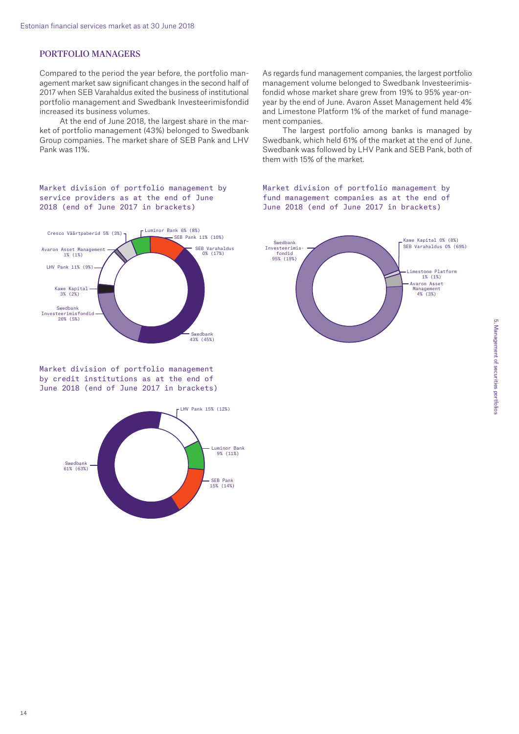## PORTFOLIO MANAGERS

Compared to the period the year before, the portfolio management market saw significant changes in the second half of 2017 when SEB Varahaldus exited the business of institutional portfolio management and Swedbank Investeerimisfondid increased its business volumes.

At the end of June 2018, the largest share in the market of portfolio management (43%) belonged to Swedbank Group companies. The market share of SEB Pank and LHV Pank was 11%.

As regards fund management companies, the largest portfolio management volume belonged to Swedbank Investeerimisfondid whose market share grew from 19% to 95% year-on-year by the end of June. Avaron Asset Management held 4% and Limestone Platform 1% of the market of fund management companies.

The largest portfolio among banks is managed by Swedbank, which held 61% of the market at the end of June. Swedbank was followed by LHV Pank and SEB Pank, both of them with 15% of the market.

Market division of portfolio management by service providers as at the end of June 2018 (end of June 2017 in brackets)

Cresco Väärtpaberid 5% (3%)
Luminor Bank 6% (8%)
SEB Pank 11% (10%)
SEB Varahaldus 0% (17%)
Avaron Asset Management 1% (1%)
LHV Pank 11% (9%)
Kawe Kapital 3% (2%)
Swedbank Investeerimisfondid 20% (5%)
Swedbank 43% (45%)

Market division of portfolio management by fund management companies as at the end of June 2018 (end of June 2017 in brackets)

Swedbank Investeerimisfondid 95% (19%)
Kawe Kapital 0% (8%)
SEB Varahaldus 0% (69%)
Limestone Platform 1% (1%)
Avaron Asset Management 4% (3%)

Market division of portfolio management by credit institutions as at the end of June 2018 (end of June 2017 in brackets)

LHV Pank 15% (12%)
Luminor Bank 9% (11%)
SEB Pank 15% (14%)
Swedbank 61% (63%)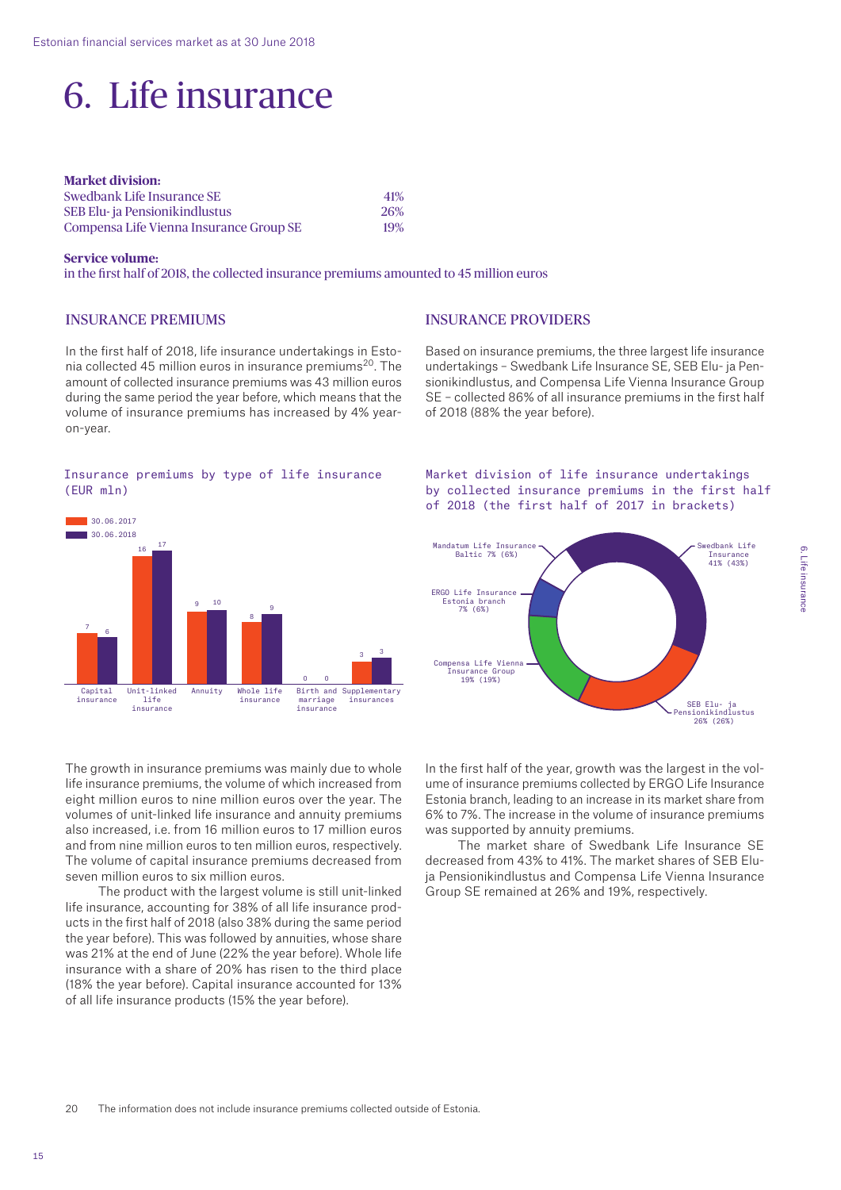# 6. Life insurance

**Market division:**

| | |
|---|---|
| Swedbank Life Insurance SE | 41% |
| SEB Elu- ja Pensionikindlustus | 26% |
| Compensa Life Vienna Insurance Group SE | 19% |

**Service volume:**
in the first half of 2018, the collected insurance premiums amounted to 45 million euros

## INSURANCE PREMIUMS

In the first half of 2018, life insurance undertakings in Estonia collected 45 million euros in insurance premiums[20]. The amount of collected insurance premiums was 43 million euros during the same period the year before, which means that the volume of insurance premiums has increased by 4% year-on-year.

Insurance premiums by type of life insurance (EUR mln)

| | 30.06.2017 | 30.06.2018 |
|---|---|---|
| Capital insurance | 7 | 6 |
| Unit-linked life insurance | 16 | 17 |
| Annuity | 9 | 10 |
| Whole life insurance | 8 | 9 |
| Birth and marriage insurance | 0 | 0 |
| Supplementary insurances | 3 | 3 |

The growth in insurance premiums was mainly due to whole life insurance premiums, the volume of which increased from eight million euros to nine million euros over the year. The volumes of unit-linked life insurance and annuity premiums also increased, i.e. from 16 million euros to 17 million euros and from nine million euros to ten million euros, respectively. The volume of capital insurance premiums decreased from seven million euros to six million euros.

The product with the largest volume is still unit-linked life insurance, accounting for 38% of all life insurance products in the first half of 2018 (also 38% during the same period the year before). This was followed by annuities, whose share was 21% at the end of June (22% the year before). Whole life insurance with a share of 20% has risen to the third place (18% the year before). Capital insurance accounted for 13% of all life insurance products (15% the year before).

## INSURANCE PROVIDERS

Based on insurance premiums, the three largest life insurance undertakings – Swedbank Life Insurance SE, SEB Elu- ja Pensionikindlustus, and Compensa Life Vienna Insurance Group SE – collected 86% of all insurance premiums in the first half of 2018 (88% the year before).

Market division of life insurance undertakings by collected insurance premiums in the first half of 2018 (the first half of 2017 in brackets)

| Undertaking | Share |
|---|---|
| Swedbank Life Insurance | 41% (43%) |
| SEB Elu- ja Pensionikindlustus | 26% (26%) |
| Compensa Life Vienna Insurance Group | 19% (19%) |
| ERGO Life Insurance Estonia branch | 7% (6%) |
| Mandatum Life Insurance Baltic | 7% (6%) |

In the first half of the year, growth was the largest in the volume of insurance premiums collected by ERGO Life Insurance Estonia branch, leading to an increase in its market share from 6% to 7%. The increase in the volume of insurance premiums was supported by annuity premiums.

The market share of Swedbank Life Insurance SE decreased from 43% to 41%. The market shares of SEB Elu- ja Pensionikindlustus and Compensa Life Vienna Insurance Group SE remained at 26% and 19%, respectively.

[20] The information does not include insurance premiums collected outside of Estonia.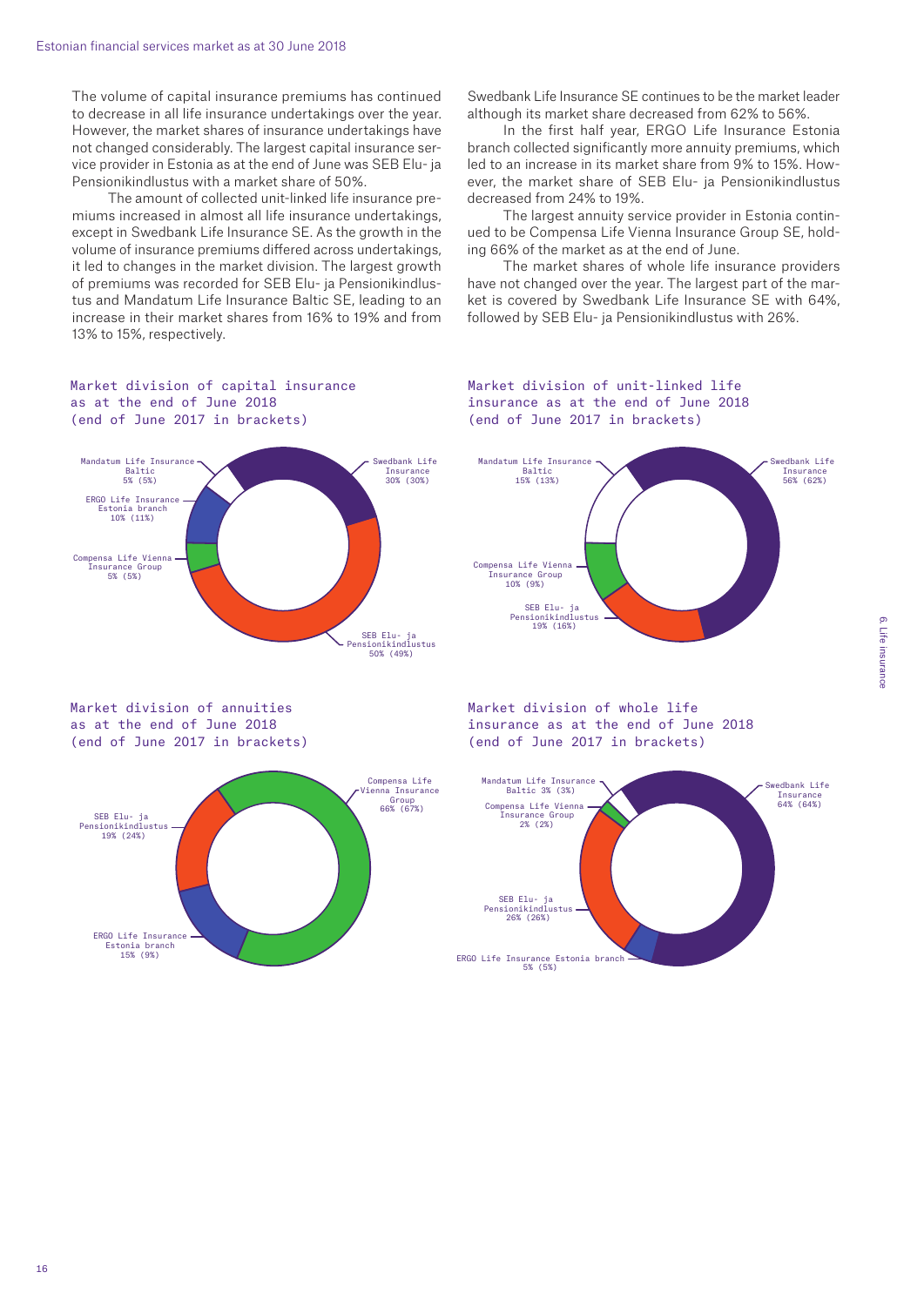The volume of capital insurance premiums has continued to decrease in all life insurance undertakings over the year. However, the market shares of insurance undertakings have not changed considerably. The largest capital insurance service provider in Estonia as at the end of June was SEB Elu- ja Pensionikindlustus with a market share of 50%.

The amount of collected unit-linked life insurance premiums increased in almost all life insurance undertakings, except in Swedbank Life Insurance SE. As the growth in the volume of insurance premiums differed across undertakings, it led to changes in the market division. The largest growth of premiums was recorded for SEB Elu- ja Pensionikindlustus and Mandatum Life Insurance Baltic SE, leading to an increase in their market shares from 16% to 19% and from 13% to 15%, respectively.

Swedbank Life Insurance SE continues to be the market leader although its market share decreased from 62% to 56%.

In the first half year, ERGO Life Insurance Estonia branch collected significantly more annuity premiums, which led to an increase in its market share from 9% to 15%. However, the market share of SEB Elu- ja Pensionikindlustus decreased from 24% to 19%.

The largest annuity service provider in Estonia continued to be Compensa Life Vienna Insurance Group SE, holding 66% of the market as at the end of June.

The market shares of whole life insurance providers have not changed over the year. The largest part of the market is covered by Swedbank Life Insurance SE with 64%, followed by SEB Elu- ja Pensionikindlustus with 26%.

Market division of capital insurance as at the end of June 2018 (end of June 2017 in brackets)

- Swedbank Life Insurance 30% (30%)
- SEB Elu- ja Pensionikindlustus 50% (49%)
- Compensa Life Vienna Insurance Group 5% (5%)
- ERGO Life Insurance Estonia branch 10% (11%)
- Mandatum Life Insurance Baltic 5% (5%)

Market division of unit-linked life insurance as at the end of June 2018 (end of June 2017 in brackets)

- Swedbank Life Insurance 56% (62%)
- SEB Elu- ja Pensionikindlustus 19% (16%)
- Compensa Life Vienna Insurance Group 10% (9%)
- Mandatum Life Insurance Baltic 15% (13%)

Market division of annuities as at the end of June 2018 (end of June 2017 in brackets)

- Compensa Life Vienna Insurance Group 66% (67%)
- SEB Elu- ja Pensionikindlustus 19% (24%)
- ERGO Life Insurance Estonia branch 15% (9%)

Market division of whole life insurance as at the end of June 2018 (end of June 2017 in brackets)

- Swedbank Life Insurance 64% (64%)
- SEB Elu- ja Pensionikindlustus 26% (26%)
- ERGO Life Insurance Estonia branch 5% (5%)
- Compensa Life Vienna Insurance Group 2% (2%)
- Mandatum Life Insurance Baltic 3% (3%)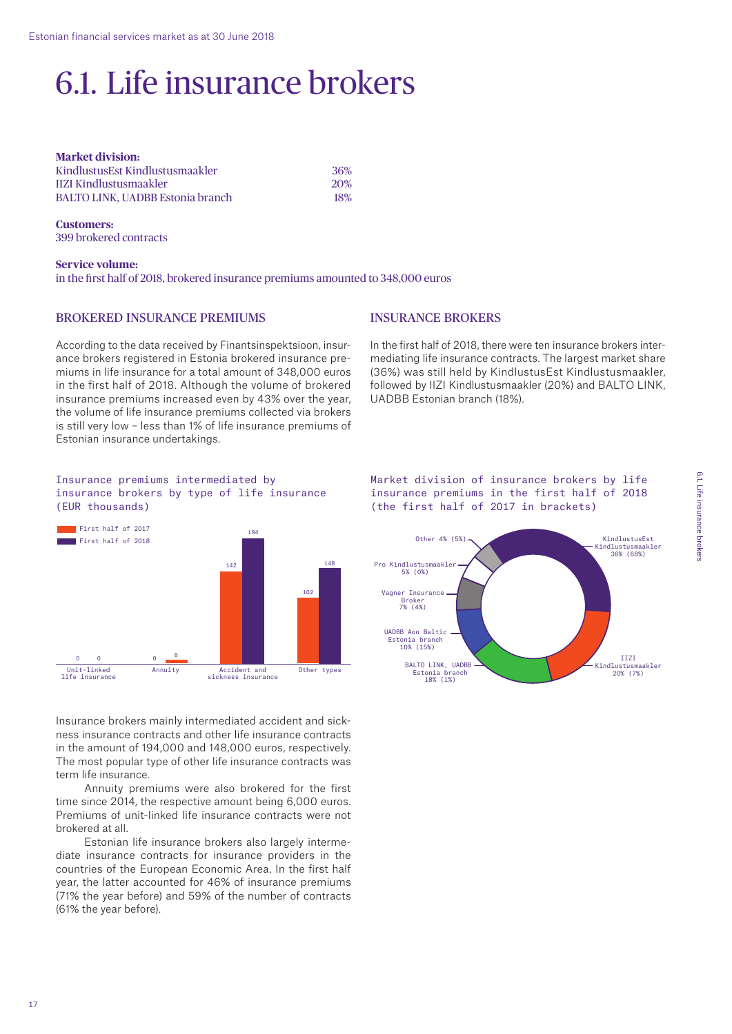# 6.1. Life insurance brokers

**Market division:**

| | |
|---|---|
| KindlustusEst Kindlustusmaakler | 36% |
| IIZI Kindlustusmaakler | 20% |
| BALTO LINK, UADBB Estonia branch | 18% |

**Customers:**
399 brokered contracts

**Service volume:**
in the first half of 2018, brokered insurance premiums amounted to 348,000 euros

## BROKERED INSURANCE PREMIUMS

According to the data received by Finantsinspektsioon, insurance brokers registered in Estonia brokered insurance premiums in life insurance for a total amount of 348,000 euros in the first half of 2018. Although the volume of brokered insurance premiums increased even by 43% over the year, the volume of life insurance premiums collected via brokers is still very low – less than 1% of life insurance premiums of Estonian insurance undertakings.

## INSURANCE BROKERS

In the first half of 2018, there were ten insurance brokers intermediating life insurance contracts. The largest market share (36%) was still held by KindlustusEst Kindlustusmaakler, followed by IIZI Kindlustusmaakler (20%) and BALTO LINK, UADBB Estonian branch (18%).

Insurance premiums intermediated by insurance brokers by type of life insurance (EUR thousands)

| | First half of 2017 | First half of 2018 |
|---|---|---|
| Unit-linked life insurance | 0 | 0 |
| Annuity | 0 | 6 |
| Accident and sickness insurance | 142 | 194 |
| Other types | 102 | 148 |

Market division of insurance brokers by life insurance premiums in the first half of 2018 (the first half of 2017 in brackets)

| Broker | Share |
|---|---|
| KindlustusEst Kindlustusmaakler | 36% (68%) |
| IIZI Kindlustusmaakler | 20% (7%) |
| BALTO LINK, UADBB Estonia branch | 18% (1%) |
| UADBB Aon Baltic Estonia branch | 10% (15%) |
| Vagner Insurance Broker | 7% (4%) |
| Pro Kindlustusmaakler | 5% (0%) |
| Other | 4% (5%) |

Insurance brokers mainly intermediated accident and sickness insurance contracts and other life insurance contracts in the amount of 194,000 and 148,000 euros, respectively. The most popular type of other life insurance contracts was term life insurance.

Annuity premiums were also brokered for the first time since 2014, the respective amount being 6,000 euros. Premiums of unit-linked life insurance contracts were not brokered at all.

Estonian life insurance brokers also largely intermediate insurance contracts for insurance providers in the countries of the European Economic Area. In the first half year, the latter accounted for 46% of insurance premiums (71% the year before) and 59% of the number of contracts (61% the year before).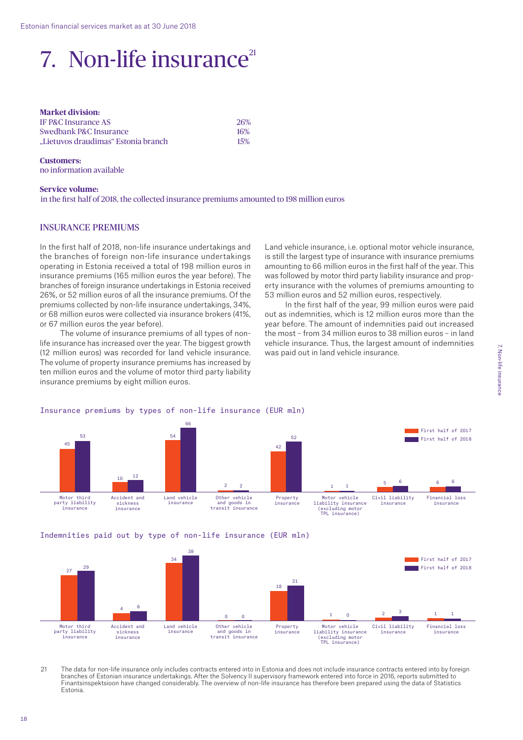# 7. Non-life insurance[21]

**Market division:**

| | |
|---|---|
| IF P&C Insurance AS | 26% |
| Swedbank P&C Insurance | 16% |
| „Lietuvos draudimas" Estonia branch | 15% |

**Customers:**
no information available

**Service volume:**
in the first half of 2018, the collected insurance premiums amounted to 198 million euros

## INSURANCE PREMIUMS

In the first half of 2018, non-life insurance undertakings and the branches of foreign non-life insurance undertakings operating in Estonia received a total of 198 million euros in insurance premiums (165 million euros the year before). The branches of foreign insurance undertakings in Estonia received 26%, or 52 million euros of all the insurance premiums. Of the premiums collected by non-life insurance undertakings, 34%, or 68 million euros were collected via insurance brokers (41%, or 67 million euros the year before).

The volume of insurance premiums of all types of non-life insurance has increased over the year. The biggest growth (12 million euros) was recorded for land vehicle insurance. The volume of property insurance premiums has increased by ten million euros and the volume of motor third party liability insurance premiums by eight million euros.

Land vehicle insurance, i.e. optional motor vehicle insurance, is still the largest type of insurance with insurance premiums amounting to 66 million euros in the first half of the year. This was followed by motor third party liability insurance and property insurance with the volumes of premiums amounting to 53 million euros and 52 million euros, respectively.

In the first half of the year, 99 million euros were paid out as indemnities, which is 12 million euros more than the year before. The amount of indemnities paid out increased the most – from 34 million euros to 38 million euros – in land vehicle insurance. Thus, the largest amount of indemnities was paid out in land vehicle insurance.

Insurance premiums by types of non-life insurance (EUR mln)

| | First half of 2017 | First half of 2018 |
|---|---|---|
| Motor third party liability insurance | 45 | 53 |
| Accident and sickness insurance | 10 | 12 |
| Land vehicle insurance | 54 | 66 |
| Other vehicle and goods in transit insurance | 2 | 2 |
| Property insurance | 42 | 52 |
| Motor vehicle liability insurance (excluding motor TPL insurance) | 1 | 1 |
| Civil liability insurance | 5 | 6 |
| Financial loss insurance | 6 | 6 |

Indemnities paid out by type of non-life insurance (EUR mln)

| | First half of 2017 | First half of 2018 |
|---|---|---|
| Motor third party liability insurance | 27 | 29 |
| Accident and sickness insurance | 4 | 6 |
| Land vehicle insurance | 34 | 38 |
| Other vehicle and goods in transit insurance | 0 | 0 |
| Property insurance | 18 | 21 |
| Motor vehicle liability insurance (excluding motor TPL insurance) | 1 | 0 |
| Civil liability insurance | 2 | 3 |
| Financial loss insurance | 1 | 1 |

21 The data for non-life insurance only includes contracts entered into in Estonia and does not include insurance contracts entered into by foreign branches of Estonian insurance undertakings. After the Solvency II supervisory framework entered into force in 2016, reports submitted to Finantsinspektsioon have changed considerably. The overview of non-life insurance has therefore been prepared using the data of Statistics Estonia.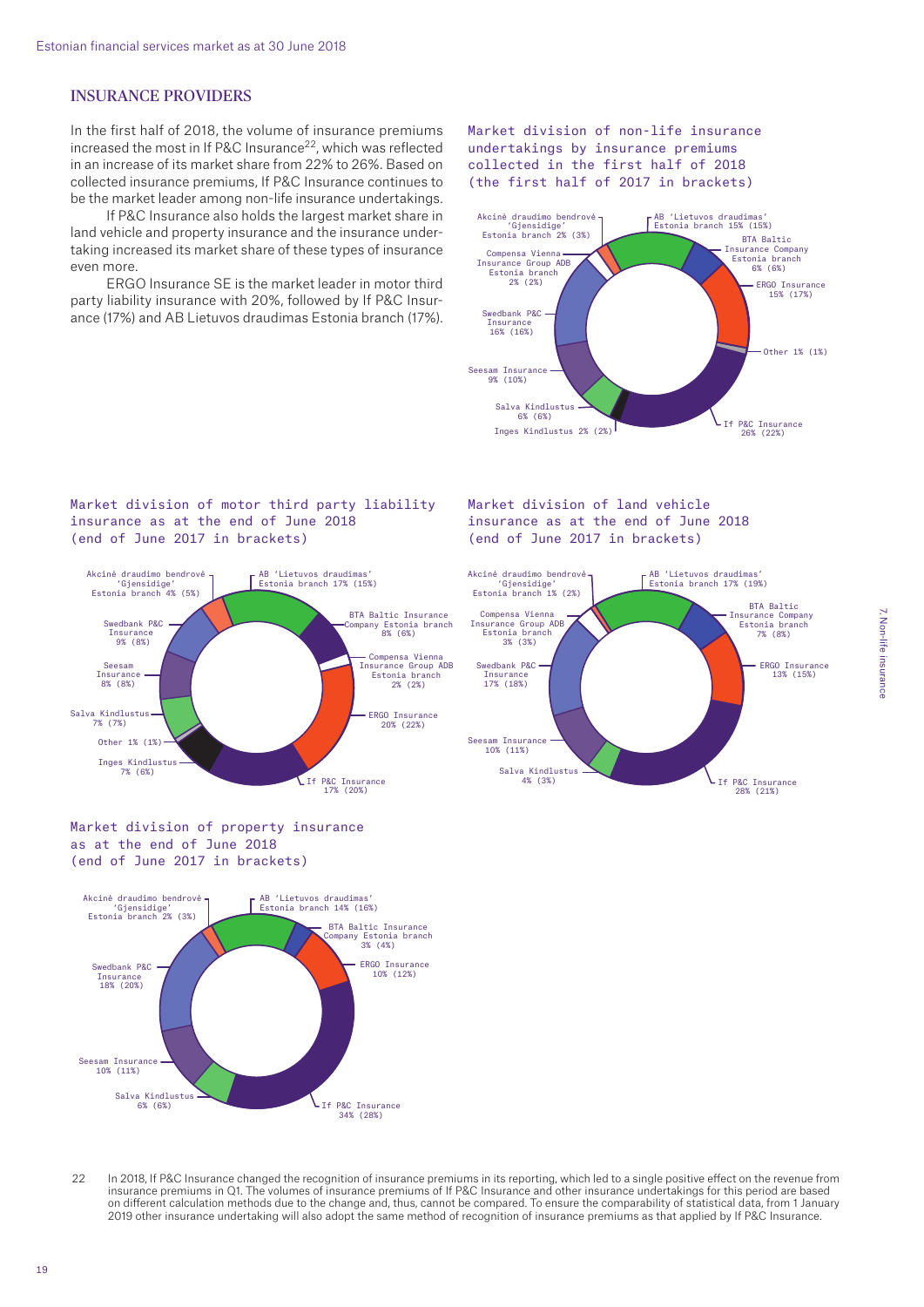## INSURANCE PROVIDERS

In the first half of 2018, the volume of insurance premiums increased the most in If P&C Insurance[22], which was reflected in an increase of its market share from 22% to 26%. Based on collected insurance premiums, If P&C Insurance continues to be the market leader among non-life insurance undertakings.

If P&C Insurance also holds the largest market share in land vehicle and property insurance and the insurance undertaking increased its market share of these types of insurance even more.

ERGO Insurance SE is the market leader in motor third party liability insurance with 20%, followed by If P&C Insurance (17%) and AB Lietuvos draudimas Estonia branch (17%).

Market division of non-life insurance undertakings by insurance premiums collected in the first half of 2018 (the first half of 2017 in brackets)

| Undertaking | Share |
|---|---|
| AB 'Lietuvos draudimas' Estonia branch | 15% (15%) |
| BTA Baltic Insurance Company Estonia branch | 6% (6%) |
| ERGO Insurance | 15% (17%) |
| Other | 1% (1%) |
| If P&C Insurance | 26% (22%) |
| Inges Kindlustus | 2% (2%) |
| Salva Kindlustus | 6% (6%) |
| Seesam Insurance | 9% (10%) |
| Swedbank P&C Insurance | 16% (16%) |
| Compensa Vienna Insurance Group ADB Estonia branch | 2% (2%) |
| Akcinė draudimo bendrovė 'Gjensidige' Estonia branch | 2% (3%) |

Market division of motor third party liability insurance as at the end of June 2018 (end of June 2017 in brackets)

| Undertaking | Share |
|---|---|
| AB 'Lietuvos draudimas' Estonia branch | 17% (15%) |
| BTA Baltic Insurance Company Estonia branch | 8% (6%) |
| Compensa Vienna Insurance Group ADB Estonia branch | 2% (2%) |
| ERGO Insurance | 20% (22%) |
| If P&C Insurance | 17% (20%) |
| Inges Kindlustus | 7% (6%) |
| Other | 1% (1%) |
| Salva Kindlustus | 7% (7%) |
| Seesam Insurance | 8% (8%) |
| Swedbank P&C Insurance | 9% (8%) |
| Akcinė draudimo bendrovė 'Gjensidige' Estonia branch | 4% (5%) |

Market division of land vehicle insurance as at the end of June 2018 (end of June 2017 in brackets)

| Undertaking | Share |
|---|---|
| AB 'Lietuvos draudimas' Estonia branch | 17% (19%) |
| BTA Baltic Insurance Company Estonia branch | 7% (8%) |
| ERGO Insurance | 13% (15%) |
| If P&C Insurance | 28% (21%) |
| Salva Kindlustus | 4% (3%) |
| Seesam Insurance | 10% (11%) |
| Swedbank P&C Insurance | 17% (18%) |
| Compensa Vienna Insurance Group ADB Estonia branch | 3% (3%) |
| Akcinė draudimo bendrovė 'Gjensidige' Estonia branch | 1% (2%) |

Market division of property insurance as at the end of June 2018 (end of June 2017 in brackets)

| Undertaking | Share |
|---|---|
| AB 'Lietuvos draudimas' Estonia branch | 14% (16%) |
| BTA Baltic Insurance Company Estonia branch | 3% (4%) |
| ERGO Insurance | 10% (12%) |
| If P&C Insurance | 34% (28%) |
| Salva Kindlustus | 6% (6%) |
| Seesam Insurance | 10% (11%) |
| Swedbank P&C Insurance | 18% (20%) |
| Akcinė draudimo bendrovė 'Gjensidige' Estonia branch | 2% (3%) |

[22] In 2018, If P&C Insurance changed the recognition of insurance premiums in its reporting, which led to a single positive effect on the revenue from insurance premiums in Q1. The volumes of insurance premiums of If P&C Insurance and other insurance undertakings for this period are based on different calculation methods due to the change and, thus, cannot be compared. To ensure the comparability of statistical data, from 1 January 2019 other insurance undertaking will also adopt the same method of recognition of insurance premiums as that applied by If P&C Insurance.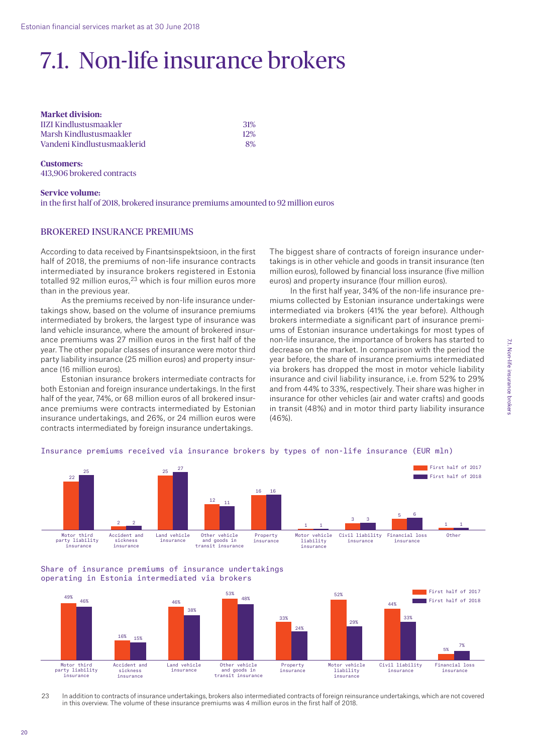# 7.1. Non-life insurance brokers

**Market division:**

| | |
|---|---|
| IIZI Kindlustusmaakler | 31% |
| Marsh Kindlustusmaakler | 12% |
| Vandeni Kindlustusmaaklerid | 8% |

**Customers:**
413,906 brokered contracts

**Service volume:**
in the first half of 2018, brokered insurance premiums amounted to 92 million euros

## BROKERED INSURANCE PREMIUMS

According to data received by Finantsinspektsioon, in the first half of 2018, the premiums of non-life insurance contracts intermediated by insurance brokers registered in Estonia totalled 92 million euros,[23] which is four million euros more than in the previous year.

As the premiums received by non-life insurance undertakings show, based on the volume of insurance premiums intermediated by brokers, the largest type of insurance was land vehicle insurance, where the amount of brokered insurance premiums was 27 million euros in the first half of the year. The other popular classes of insurance were motor third party liability insurance (25 million euros) and property insurance (16 million euros).

Estonian insurance brokers intermediate contracts for both Estonian and foreign insurance undertakings. In the first half of the year, 74%, or 68 million euros of all brokered insurance premiums were contracts intermediated by Estonian insurance undertakings, and 26%, or 24 million euros were contracts intermediated by foreign insurance undertakings.

The biggest share of contracts of foreign insurance undertakings is in other vehicle and goods in transit insurance (ten million euros), followed by financial loss insurance (five million euros) and property insurance (four million euros).

In the first half year, 34% of the non-life insurance premiums collected by Estonian insurance undertakings were intermediated via brokers (41% the year before). Although brokers intermediate a significant part of insurance premiums of Estonian insurance undertakings for most types of non-life insurance, the importance of brokers has started to decrease on the market. In comparison with the period the year before, the share of insurance premiums intermediated via brokers has dropped the most in motor vehicle liability insurance and civil liability insurance, i.e. from 52% to 29% and from 44% to 33%, respectively. Their share was higher in insurance for other vehicles (air and water crafts) and goods in transit (48%) and in motor third party liability insurance (46%).

Insurance premiums received via insurance brokers by types of non-life insurance (EUR mln)

| Type of insurance | First half of 2017 | First half of 2018 |
|---|---|---|
| Motor third party liability insurance | 22 | 25 |
| Accident and sickness insurance | 2 | 2 |
| Land vehicle insurance | 25 | 27 |
| Other vehicle and goods in transit insurance | 12 | 11 |
| Property insurance | 16 | 16 |
| Motor vehicle liability insurance | 1 | 1 |
| Civil liability insurance | 3 | 3 |
| Financial loss insurance | 5 | 6 |
| Other | 1 | 1 |

Share of insurance premiums of insurance undertakings operating in Estonia intermediated via brokers

| Type of insurance | First half of 2017 | First half of 2018 |
|---|---|---|
| Motor third party liability insurance | 49% | 46% |
| Accident and sickness insurance | 16% | 15% |
| Land vehicle insurance | 46% | 38% |
| Other vehicle and goods in transit insurance | 53% | 48% |
| Property insurance | 33% | 24% |
| Motor vehicle liability insurance | 52% | 29% |
| Civil liability insurance | 44% | 33% |
| Financial loss insurance | 5% | 7% |

[23] In addition to contracts of insurance undertakings, brokers also intermediated contracts of foreign reinsurance undertakings, which are not covered in this overview. The volume of these insurance premiums was 4 million euros in the first half of 2018.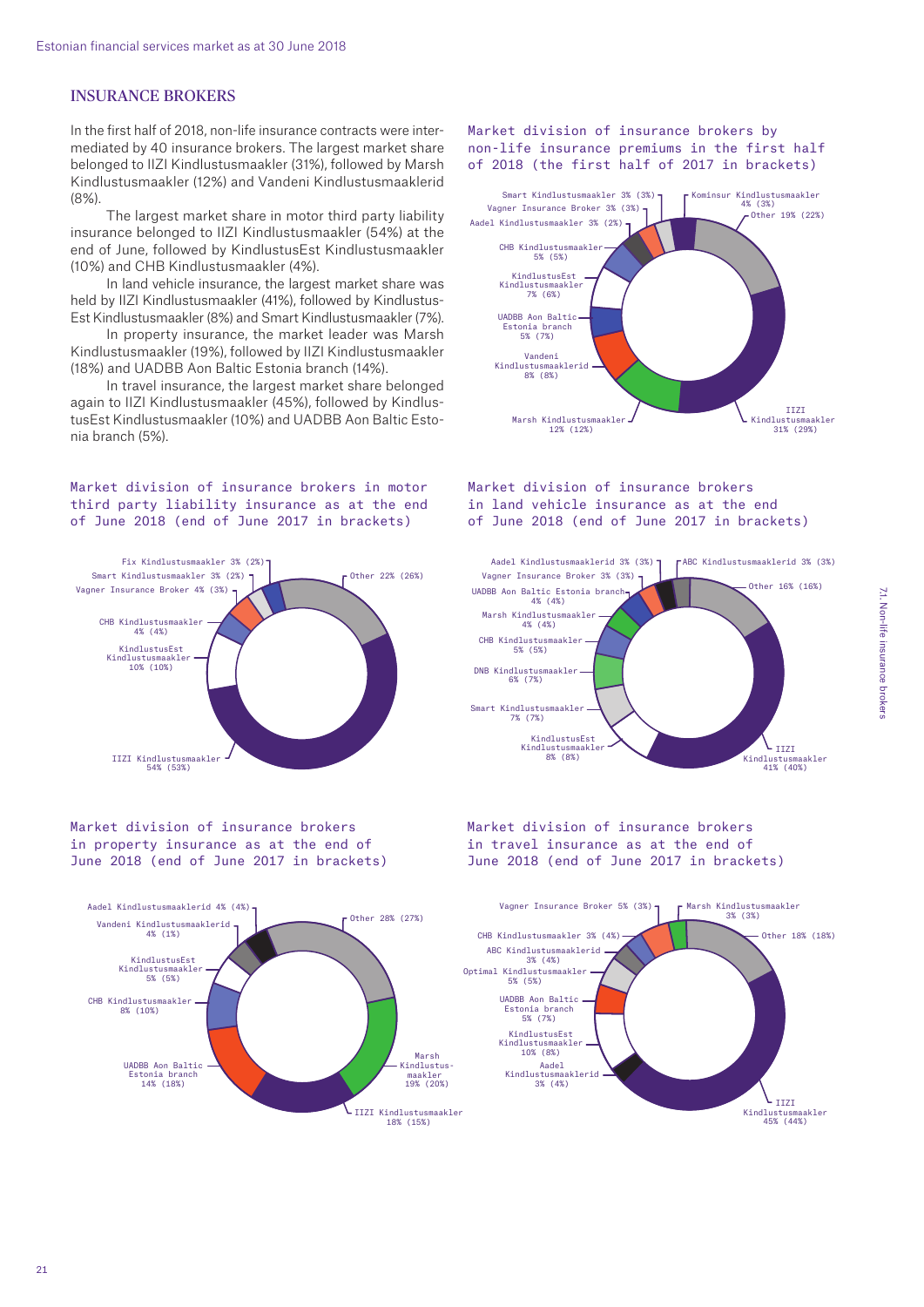## INSURANCE BROKERS

In the first half of 2018, non-life insurance contracts were intermediated by 40 insurance brokers. The largest market share belonged to IIZI Kindlustusmaakler (31%), followed by Marsh Kindlustusmaakler (12%) and Vandeni Kindlustusmaaklerid (8%).

The largest market share in motor third party liability insurance belonged to IIZI Kindlustusmaakler (54%) at the end of June, followed by KindlustusEst Kindlustusmaakler (10%) and CHB Kindlustusmaakler (4%).

In land vehicle insurance, the largest market share was held by IIZI Kindlustusmaakler (41%), followed by KindlustusEst Kindlustusmaakler (8%) and Smart Kindlustusmaakler (7%).

In property insurance, the market leader was Marsh Kindlustusmaakler (19%), followed by IIZI Kindlustusmaakler (18%) and UADBB Aon Baltic Estonia branch (14%).

In travel insurance, the largest market share belonged again to IIZI Kindlustusmaakler (45%), followed by KindlustusEst Kindlustusmaakler (10%) and UADBB Aon Baltic Estonia branch (5%).

Market division of insurance brokers by non-life insurance premiums in the first half of 2018 (the first half of 2017 in brackets)

- IIZI Kindlustusmaakler 31% (29%)
- Marsh Kindlustusmaakler 12% (12%)
- Vandeni Kindlustusmaaklerid 8% (8%)
- UADBB Aon Baltic Estonia branch 5% (7%)
- KindlustusEst Kindlustusmaakler 7% (6%)
- CHB Kindlustusmaakler 5% (5%)
- Aadel Kindlustusmaakler 3% (2%)
- Vagner Insurance Broker 3% (3%)
- Smart Kindlustusmaakler 3% (3%)
- Kominsur Kindlustusmaakler 4% (3%)
- Other 19% (22%)

Market division of insurance brokers in motor third party liability insurance as at the end of June 2018 (end of June 2017 in brackets)

- IIZI Kindlustusmaakler 54% (53%)
- KindlustusEst Kindlustusmaakler 10% (10%)
- CHB Kindlustusmaakler 4% (4%)
- Vagner Insurance Broker 4% (3%)
- Smart Kindlustusmaakler 3% (2%)
- Fix Kindlustusmaakler 3% (2%)
- Other 22% (26%)

Market division of insurance brokers in land vehicle insurance as at the end of June 2018 (end of June 2017 in brackets)

- IIZI Kindlustusmaakler 41% (40%)
- KindlustusEst Kindlustusmaakler 8% (8%)
- Smart Kindlustusmaakler 7% (7%)
- DNB Kindlustusmaakler 6% (7%)
- CHB Kindlustusmaakler 5% (5%)
- Marsh Kindlustusmaakler 4% (4%)
- UADBB Aon Baltic Estonia branch 4% (4%)
- Vagner Insurance Broker 3% (3%)
- Aadel Kindlustusmaaklerid 3% (3%)
- ABC Kindlustusmaaklerid 3% (3%)
- Other 16% (16%)

Market division of insurance brokers in property insurance as at the end of June 2018 (end of June 2017 in brackets)

- Marsh Kindlustusmaakler 19% (20%)
- IIZI Kindlustusmaakler 18% (15%)
- UADBB Aon Baltic Estonia branch 14% (18%)
- CHB Kindlustusmaakler 8% (10%)
- KindlustusEst Kindlustusmaakler 5% (5%)
- Vandeni Kindlustusmaaklerid 4% (1%)
- Aadel Kindlustusmaaklerid 4% (4%)
- Other 28% (27%)

Market division of insurance brokers in travel insurance as at the end of June 2018 (end of June 2017 in brackets)

- IIZI Kindlustusmaakler 45% (44%)
- Aadel Kindlustusmaaklerid 3% (4%)
- KindlustusEst Kindlustusmaakler 10% (8%)
- UADBB Aon Baltic Estonia branch 5% (7%)
- Optimal Kindlustusmaakler 5% (5%)
- ABC Kindlustusmaaklerid 3% (4%)
- CHB Kindlustusmaakler 3% (4%)
- Vagner Insurance Broker 5% (3%)
- Marsh Kindlustusmaakler 3% (3%)
- Other 18% (18%)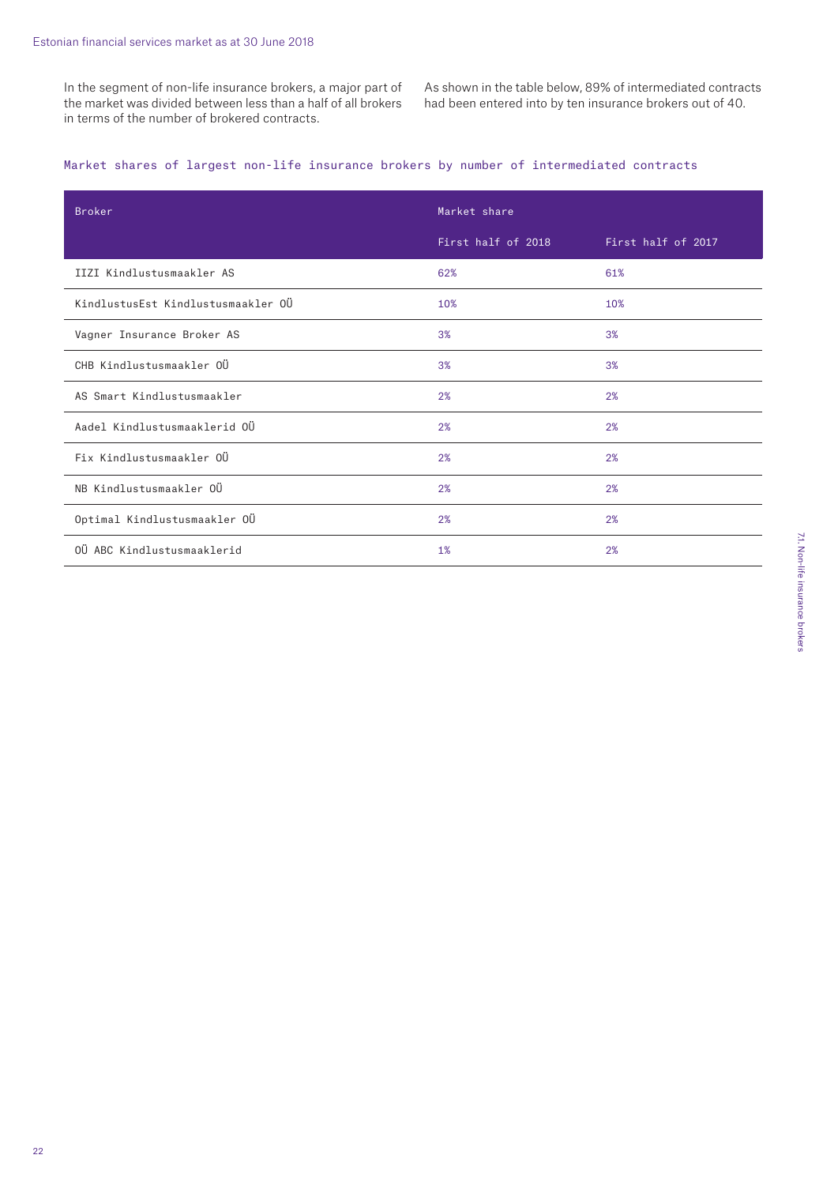In the segment of non-life insurance brokers, a major part of the market was divided between less than a half of all brokers in terms of the number of brokered contracts.

As shown in the table below, 89% of intermediated contracts had been entered into by ten insurance brokers out of 40.

### Market shares of largest non-life insurance brokers by number of intermediated contracts

| Broker | Market share | |
|---|---|---|
| | First half of 2018 | First half of 2017 |
| IIZI Kindlustusmaakler AS | 62% | 61% |
| KindlustusEst Kindlustusmaakler OÜ | 10% | 10% |
| Vagner Insurance Broker AS | 3% | 3% |
| CHB Kindlustusmaakler OÜ | 3% | 3% |
| AS Smart Kindlustusmaakler | 2% | 2% |
| Aadel Kindlustusmaaklerid OÜ | 2% | 2% |
| Fix Kindlustusmaakler OÜ | 2% | 2% |
| NB Kindlustusmaakler OÜ | 2% | 2% |
| Optimal Kindlustusmaakler OÜ | 2% | 2% |
| OÜ ABC Kindlustusmaaklerid | 1% | 2% |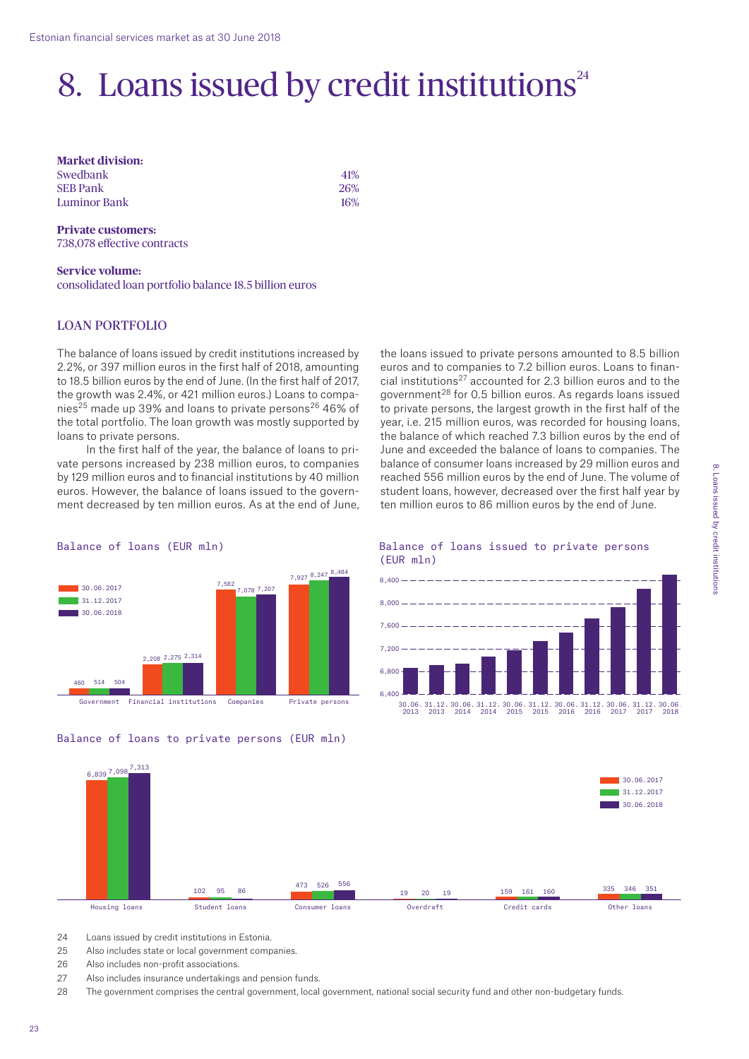# 8. Loans issued by credit institutions[24]

**Market division:**

| | |
|---|---|
| Swedbank | 41% |
| SEB Pank | 26% |
| Luminor Bank | 16% |

**Private customers:**
738,078 effective contracts

**Service volume:**
consolidated loan portfolio balance 18.5 billion euros

## LOAN PORTFOLIO

The balance of loans issued by credit institutions increased by 2.2%, or 397 million euros in the first half of 2018, amounting to 18.5 billion euros by the end of June. (In the first half of 2017, the growth was 2.4%, or 421 million euros.) Loans to companies[25] made up 39% and loans to private persons[26] 46% of the total portfolio. The loan growth was mostly supported by loans to private persons.

In the first half of the year, the balance of loans to private persons increased by 238 million euros, to companies by 129 million euros and to financial institutions by 40 million euros. However, the balance of loans issued to the government decreased by ten million euros. As at the end of June, the loans issued to private persons amounted to 8.5 billion euros and to companies to 7.2 billion euros. Loans to financial institutions[27] accounted for 2.3 billion euros and to the government[28] for 0.5 billion euros. As regards loans issued to private persons, the largest growth in the first half of the year, i.e. 215 million euros, was recorded for housing loans, the balance of which reached 7.3 billion euros by the end of June and exceeded the balance of loans to companies. The balance of consumer loans increased by 29 million euros and reached 556 million euros by the end of June. The volume of student loans, however, decreased over the first half year by ten million euros to 86 million euros by the end of June.

Balance of loans (EUR mln)

| | 30.06.2017 | 31.12.2017 | 30.06.2018 |
|---|---|---|---|
| Government | 460 | 514 | 504 |
| Financial institutions | 2,208 | 2,275 | 2,314 |
| Companies | 7,582 | 7,078 | 7,207 |
| Private persons | 7,927 | 8,247 | 8,484 |

Balance of loans issued to private persons (EUR mln)

Balance of loans to private persons (EUR mln)

| | 30.06.2017 | 31.12.2017 | 30.06.2018 |
|---|---|---|---|
| Housing loans | 6,839 | 7,098 | 7,313 |
| Student loans | 102 | 95 | 86 |
| Consumer loans | 473 | 526 | 556 |
| Overdraft | 19 | 20 | 19 |
| Credit cards | 159 | 161 | 160 |
| Other loans | 335 | 346 | 351 |

24 Loans issued by credit institutions in Estonia.

25 Also includes state or local government companies.

26 Also includes non-profit associations.

27 Also includes insurance undertakings and pension funds.

28 The government comprises the central government, local government, national social security fund and other non-budgetary funds.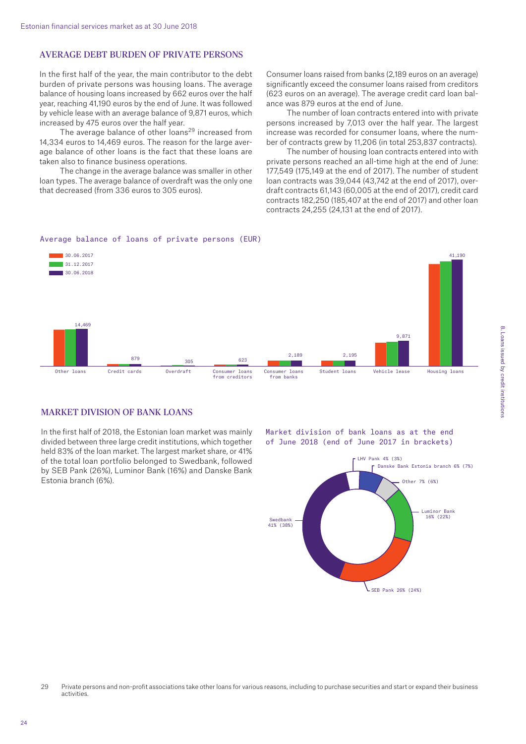## AVERAGE DEBT BURDEN OF PRIVATE PERSONS

In the first half of the year, the main contributor to the debt burden of private persons was housing loans. The average balance of housing loans increased by 662 euros over the half year, reaching 41,190 euros by the end of June. It was followed by vehicle lease with an average balance of 9,871 euros, which increased by 475 euros over the half year.

The average balance of other loans[29] increased from 14,334 euros to 14,469 euros. The reason for the large average balance of other loans is the fact that these loans are taken also to finance business operations.

The change in the average balance was smaller in other loan types. The average balance of overdraft was the only one that decreased (from 336 euros to 305 euros).

Consumer loans raised from banks (2,189 euros on an average) significantly exceed the consumer loans raised from creditors (623 euros on an average). The average credit card loan balance was 879 euros at the end of June.

The number of loan contracts entered into with private persons increased by 7,013 over the half year. The largest increase was recorded for consumer loans, where the number of contracts grew by 11,206 (in total 253,837 contracts).

The number of housing loan contracts entered into with private persons reached an all-time high at the end of June: 177,549 (175,149 at the end of 2017). The number of student loan contracts was 39,044 (43,742 at the end of 2017), overdraft contracts 61,143 (60,005 at the end of 2017), credit card contracts 182,250 (185,407 at the end of 2017) and other loan contracts 24,255 (24,131 at the end of 2017).

Average balance of loans of private persons (EUR)

Legend: 30.06.2017, 31.12.2017, 30.06.2018

| | Other loans | Credit cards | Overdraft | Consumer loans from creditors | Consumer loans from banks | Student loans | Vehicle lease | Housing loans |
|---|---|---|---|---|---|---|---|---|
| 30.06.2018 | 14,469 | 879 | 305 | 623 | 2,189 | 2,195 | 9,871 | 41,190 |

## MARKET DIVISION OF BANK LOANS

In the first half of 2018, the Estonian loan market was mainly divided between three large credit institutions, which together held 83% of the loan market. The largest market share, or 41% of the total loan portfolio belonged to Swedbank, followed by SEB Pank (26%), Luminor Bank (16%) and Danske Bank Estonia branch (6%).

Market division of bank loans as at the end of June 2018 (end of June 2017 in brackets)

- Swedbank 41% (38%)
- SEB Pank 26% (24%)
- Luminor Bank 16% (22%)
- Other 7% (6%)
- Danske Bank Estonia branch 6% (7%)
- LHV Pank 4% (3%)

29 Private persons and non-profit associations take other loans for various reasons, including to purchase securities and start or expand their business activities.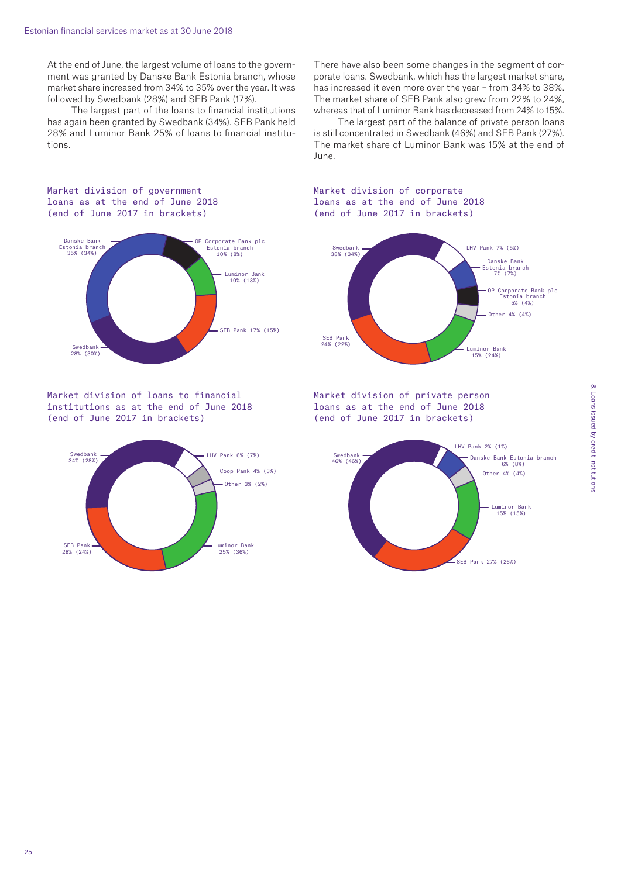At the end of June, the largest volume of loans to the government was granted by Danske Bank Estonia branch, whose market share increased from 34% to 35% over the year. It was followed by Swedbank (28%) and SEB Pank (17%).

The largest part of the loans to financial institutions has again been granted by Swedbank (34%). SEB Pank held 28% and Luminor Bank 25% of loans to financial institutions.

There have also been some changes in the segment of corporate loans. Swedbank, which has the largest market share, has increased it even more over the year – from 34% to 38%. The market share of SEB Pank also grew from 22% to 24%, whereas that of Luminor Bank has decreased from 24% to 15%.

The largest part of the balance of private person loans is still concentrated in Swedbank (46%) and SEB Pank (27%). The market share of Luminor Bank was 15% at the end of June.

### Market division of government loans as at the end of June 2018 (end of June 2017 in brackets)

- Danske Bank Estonia branch 35% (34%)
- OP Corporate Bank plc Estonia branch 10% (8%)
- Luminor Bank 10% (13%)
- SEB Pank 17% (15%)
- Swedbank 28% (30%)

### Market division of corporate loans as at the end of June 2018 (end of June 2017 in brackets)

- Swedbank 38% (34%)
- LHV Pank 7% (5%)
- Danske Bank Estonia branch 7% (7%)
- OP Corporate Bank plc Estonia branch 5% (4%)
- Other 4% (4%)
- Luminor Bank 15% (24%)
- SEB Pank 24% (22%)

### Market division of loans to financial institutions as at the end of June 2018 (end of June 2017 in brackets)

- Swedbank 34% (28%)
- LHV Pank 6% (7%)
- Coop Pank 4% (3%)
- Other 3% (2%)
- Luminor Bank 25% (36%)
- SEB Pank 28% (24%)

### Market division of private person loans as at the end of June 2018 (end of June 2017 in brackets)

- Swedbank 46% (46%)
- LHV Pank 2% (1%)
- Danske Bank Estonia branch 6% (8%)
- Other 4% (4%)
- Luminor Bank 15% (15%)
- SEB Pank 27% (26%)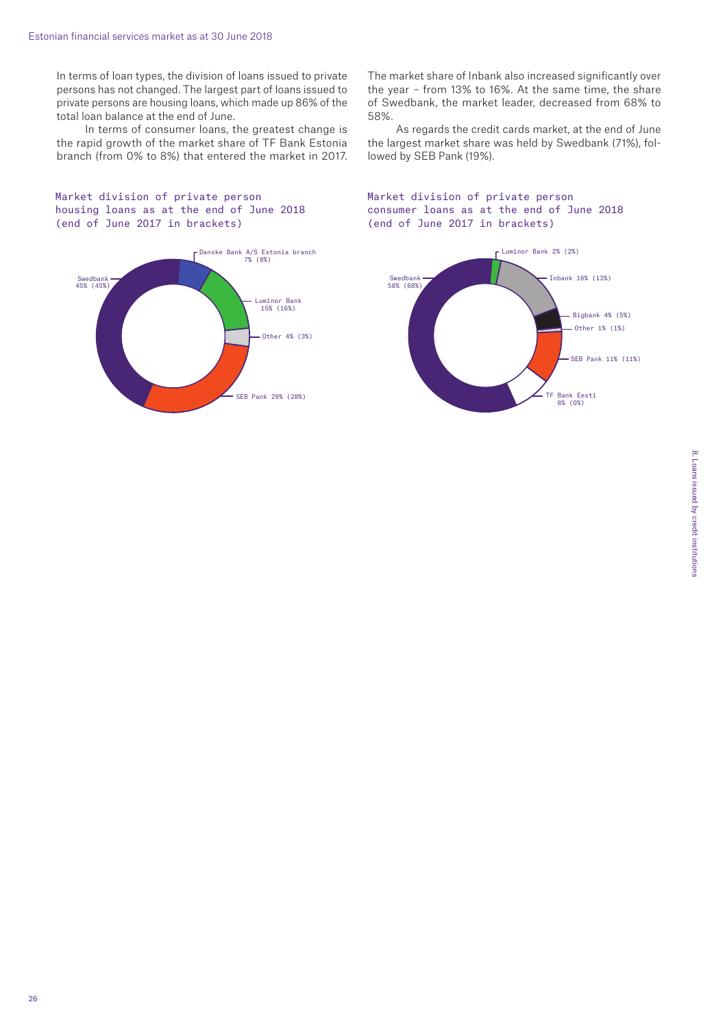In terms of loan types, the division of loans issued to private persons has not changed. The largest part of loans issued to private persons are housing loans, which made up 86% of the total loan balance at the end of June.

In terms of consumer loans, the greatest change is the rapid growth of the market share of TF Bank Estonia branch (from 0% to 8%) that entered the market in 2017. The market share of Inbank also increased significantly over the year – from 13% to 16%. At the same time, the share of Swedbank, the market leader, decreased from 68% to 58%.

As regards the credit cards market, at the end of June the largest market share was held by Swedbank (71%), followed by SEB Pank (19%).

Market division of private person housing loans as at the end of June 2018 (end of June 2017 in brackets)

Danske Bank A/S Estonia branch 7% (8%)
Luminor Bank 15% (16%)
Other 4% (3%)
SEB Pank 29% (28%)
Swedbank 45% (45%)

Market division of private person consumer loans as at the end of June 2018 (end of June 2017 in brackets)

Luminor Bank 2% (2%)
Inbank 16% (13%)
Bigbank 4% (5%)
Other 1% (1%)
SEB Pank 11% (11%)
TF Bank Eesti 8% (0%)
Swedbank 58% (68%)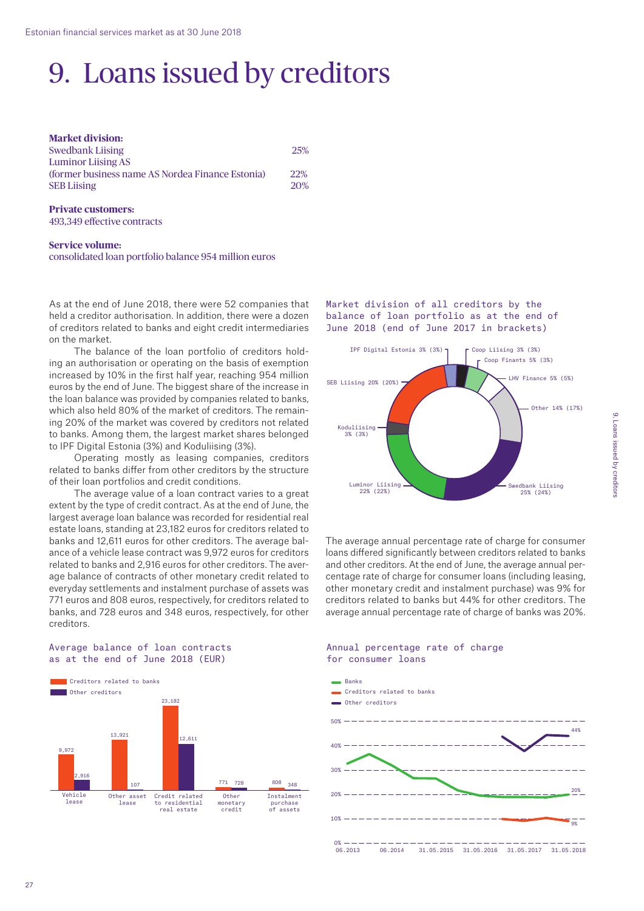# 9. Loans issued by creditors

**Market division:**

| | |
|---|---|
| Swedbank Liising | 25% |
| Luminor Liising AS (former business name AS Nordea Finance Estonia) | 22% |
| SEB Liising | 20% |

**Private customers:**
493,349 effective contracts

**Service volume:**
consolidated loan portfolio balance 954 million euros

As at the end of June 2018, there were 52 companies that held a creditor authorisation. In addition, there were a dozen of creditors related to banks and eight credit intermediaries on the market.

The balance of the loan portfolio of creditors holding an authorisation or operating on the basis of exemption increased by 10% in the first half year, reaching 954 million euros by the end of June. The biggest share of the increase in the loan balance was provided by companies related to banks, which also held 80% of the market of creditors. The remaining 20% of the market was covered by creditors not related to banks. Among them, the largest market shares belonged to IPF Digital Estonia (3%) and Koduliising (3%).

Operating mostly as leasing companies, creditors related to banks differ from other creditors by the structure of their loan portfolios and credit conditions.

The average value of a loan contract varies to a great extent by the type of credit contract. As at the end of June, the largest average loan balance was recorded for residential real estate loans, standing at 23,182 euros for creditors related to banks and 12,611 euros for other creditors. The average balance of a vehicle lease contract was 9,972 euros for creditors related to banks and 2,916 euros for other creditors. The average balance of contracts of other monetary credit related to everyday settlements and instalment purchase of assets was 771 euros and 808 euros, respectively, for creditors related to banks, and 728 euros and 348 euros, respectively, for other creditors.

Average balance of loan contracts as at the end of June 2018 (EUR)

| | Creditors related to banks | Other creditors |
|---|---|---|
| Vehicle lease | 9,972 | 2,916 |
| Other asset lease | 13,921 | 107 |
| Credit related to residential real estate | 23,182 | 12,611 |
| Other monetary credit | 771 | 728 |
| Instalment purchase of assets | 808 | 348 |

Market division of all creditors by the balance of loan portfolio as at the end of June 2018 (end of June 2017 in brackets)

| Creditor | Share |
|---|---|
| Swedbank Liising | 25% (24%) |
| Luminor Liising | 22% (22%) |
| SEB Liising | 20% (20%) |
| Other | 14% (17%) |
| LHV Finance | 5% (5%) |
| Coop Finants | 5% (3%) |
| Coop Liising | 3% (3%) |
| IPF Digital Estonia | 3% (3%) |
| Koduliising | 3% (3%) |

The average annual percentage rate of charge for consumer loans differed significantly between creditors related to banks and other creditors. At the end of June, the average annual percentage rate of charge for consumer loans (including leasing, other monetary credit and instalment purchase) was 9% for creditors related to banks but 44% for other creditors. The average annual percentage rate of charge of banks was 20%.

Annual percentage rate of charge for consumer loans

Legend: Banks; Creditors related to banks; Other creditors. Latest values: Other creditors 44%, Banks 20%, Creditors related to banks 9%. Axis: 0%–50%; 06.2013, 06.2014, 31.05.2015, 31.05.2016, 31.05.2017, 31.05.2018.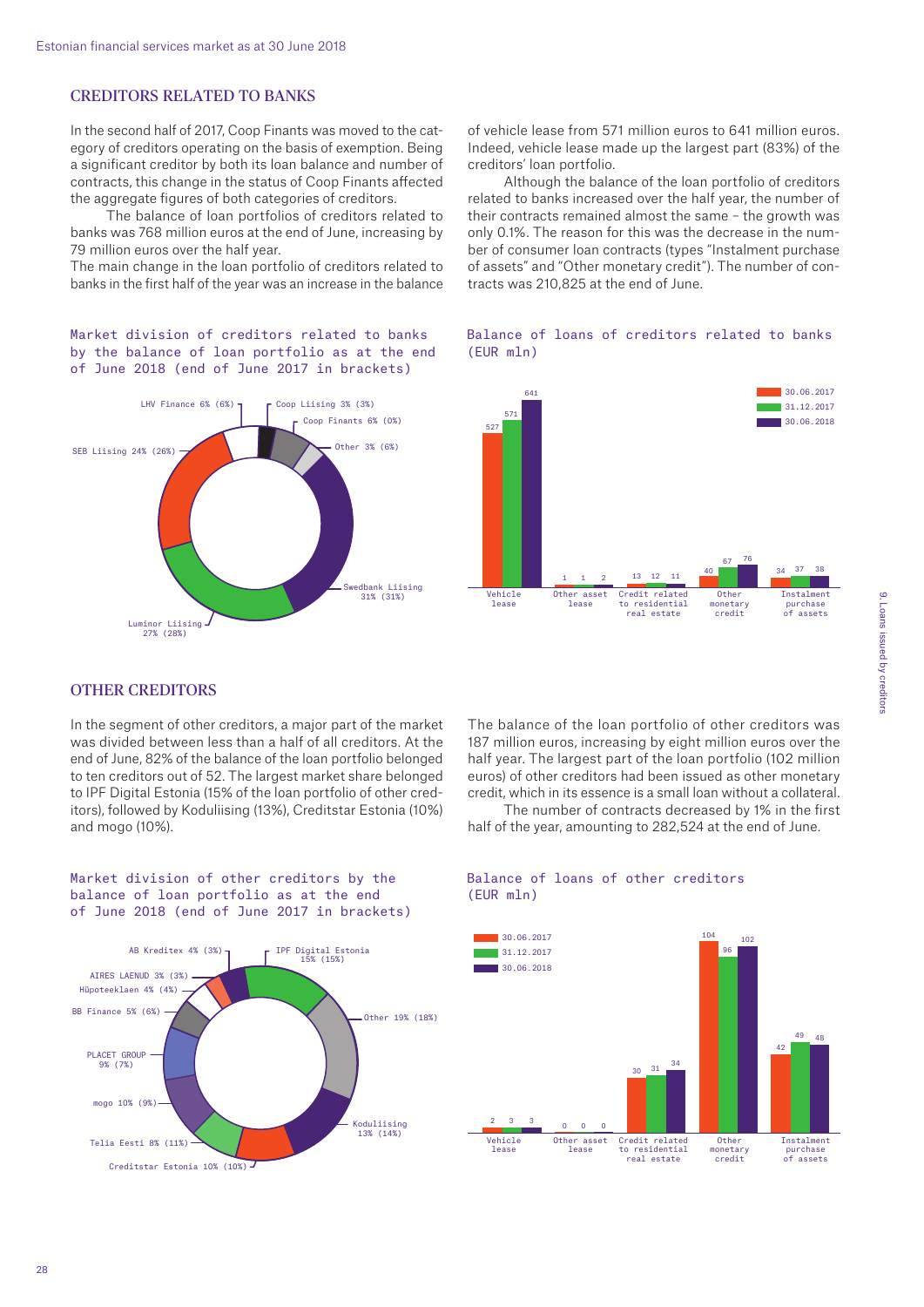## CREDITORS RELATED TO BANKS

In the second half of 2017, Coop Finants was moved to the category of creditors operating on the basis of exemption. Being a significant creditor by both its loan balance and number of contracts, this change in the status of Coop Finants affected the aggregate figures of both categories of creditors.

The balance of loan portfolios of creditors related to banks was 768 million euros at the end of June, increasing by 79 million euros over the half year.

The main change in the loan portfolio of creditors related to banks in the first half of the year was an increase in the balance of vehicle lease from 571 million euros to 641 million euros. Indeed, vehicle lease made up the largest part (83%) of the creditors' loan portfolio.

Although the balance of the loan portfolio of creditors related to banks increased over the half year, the number of their contracts remained almost the same – the growth was only 0.1%. The reason for this was the decrease in the number of consumer loan contracts (types "Instalment purchase of assets" and "Other monetary credit"). The number of contracts was 210,825 at the end of June.

**Market division of creditors related to banks by the balance of loan portfolio as at the end of June 2018 (end of June 2017 in brackets)**

| Creditor | Share |
|---|---|
| Swedbank Liising | 31% (31%) |
| Luminor Liising | 27% (28%) |
| SEB Liising | 24% (26%) |
| LHV Finance | 6% (6%) |
| Coop Finants | 6% (0%) |
| Coop Liising | 3% (3%) |
| Other | 3% (6%) |

**Balance of loans of creditors related to banks (EUR mln)**

| | 30.06.2017 | 31.12.2017 | 30.06.2018 |
|---|---|---|---|
| Vehicle lease | 527 | 571 | 641 |
| Other asset lease | 1 | 1 | 2 |
| Credit related to residential real estate | 13 | 12 | 11 |
| Other monetary credit | 40 | 67 | 76 |
| Instalment purchase of assets | 34 | 37 | 38 |

## OTHER CREDITORS

In the segment of other creditors, a major part of the market was divided between less than a half of all creditors. At the end of June, 82% of the balance of the loan portfolio belonged to ten creditors out of 52. The largest market share belonged to IPF Digital Estonia (15% of the loan portfolio of other creditors), followed by Koduliising (13%), Creditstar Estonia (10%) and mogo (10%).

The balance of the loan portfolio of other creditors was 187 million euros, increasing by eight million euros over the half year. The largest part of the loan portfolio (102 million euros) of other creditors had been issued as other monetary credit, which in its essence is a small loan without a collateral.

The number of contracts decreased by 1% in the first half of the year, amounting to 282,524 at the end of June.

**Market division of other creditors by the balance of loan portfolio as at the end of June 2018 (end of June 2017 in brackets)**

| Creditor | Share |
|---|---|
| IPF Digital Estonia | 15% (15%) |
| Other | 19% (18%) |
| Koduliising | 13% (14%) |
| Creditstar Estonia | 10% (10%) |
| Telia Eesti | 8% (11%) |
| mogo | 10% (9%) |
| PLACET GROUP | 9% (7%) |
| BB Finance | 5% (6%) |
| Hüpoteeklaen | 4% (4%) |
| AIRES LAENUD | 3% (3%) |
| AB Kreditex | 4% (3%) |

**Balance of loans of other creditors (EUR mln)**

| | 30.06.2017 | 31.12.2017 | 30.06.2018 |
|---|---|---|---|
| Vehicle lease | 2 | 3 | 3 |
| Other asset lease | 0 | 0 | 0 |
| Credit related to residential real estate | 30 | 31 | 34 |
| Other monetary credit | 104 | 96 | 102 |
| Instalment purchase of assets | 42 | 49 | 48 |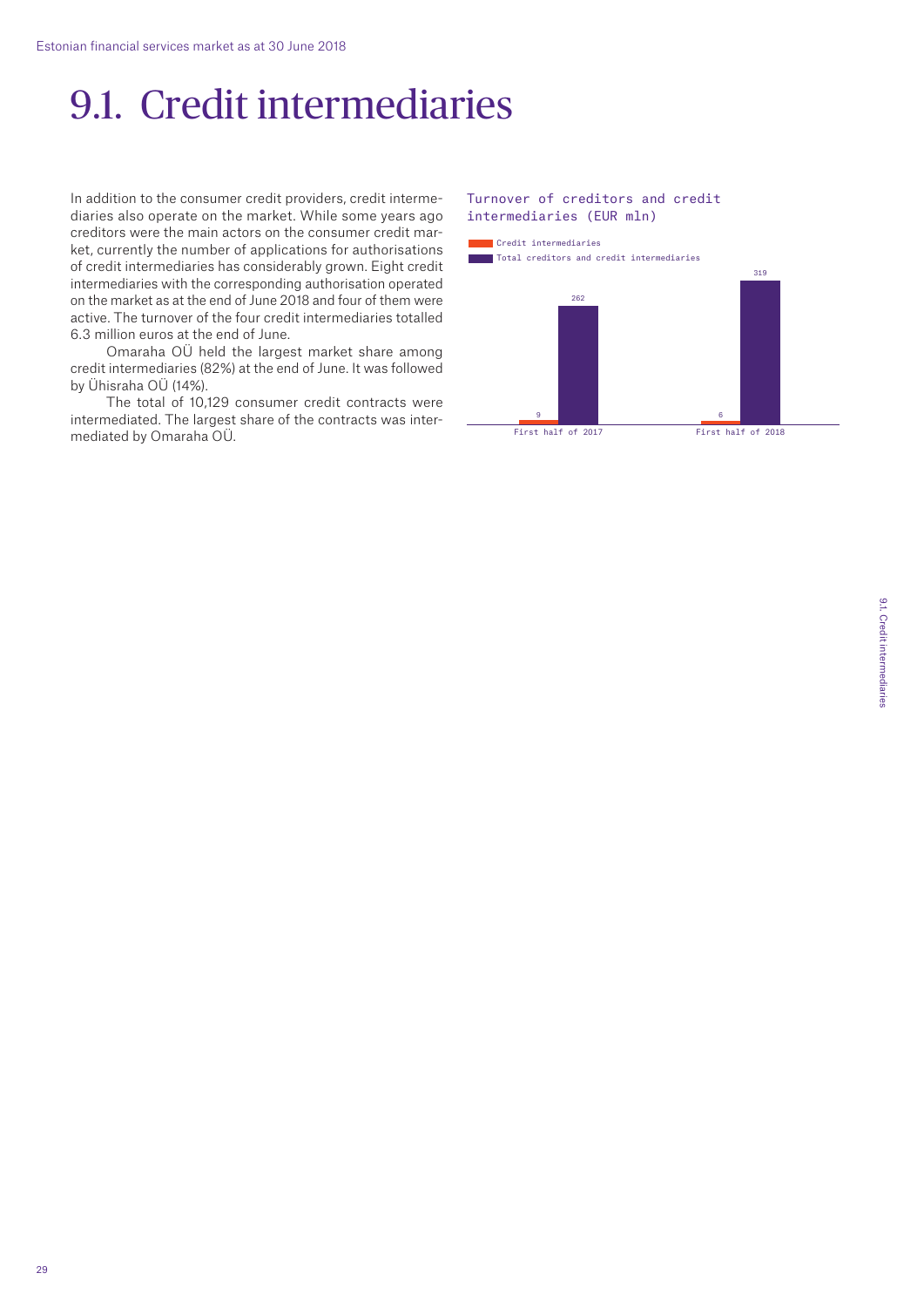# 9.1. Credit intermediaries

In addition to the consumer credit providers, credit intermediaries also operate on the market. While some years ago creditors were the main actors on the consumer credit market, currently the number of applications for authorisations of credit intermediaries has considerably grown. Eight credit intermediaries with the corresponding authorisation operated on the market as at the end of June 2018 and four of them were active. The turnover of the four credit intermediaries totalled 6.3 million euros at the end of June.

Omaraha OÜ held the largest market share among credit intermediaries (82%) at the end of June. It was followed by Ühisraha OÜ (14%).

The total of 10,129 consumer credit contracts were intermediated. The largest share of the contracts was intermediated by Omaraha OÜ.

Turnover of creditors and credit intermediaries (EUR mln)

| | Credit intermediaries | Total creditors and credit intermediaries |
| --- | --- | --- |
| First half of 2017 | 9 | 262 |
| First half of 2018 | 6 | 319 |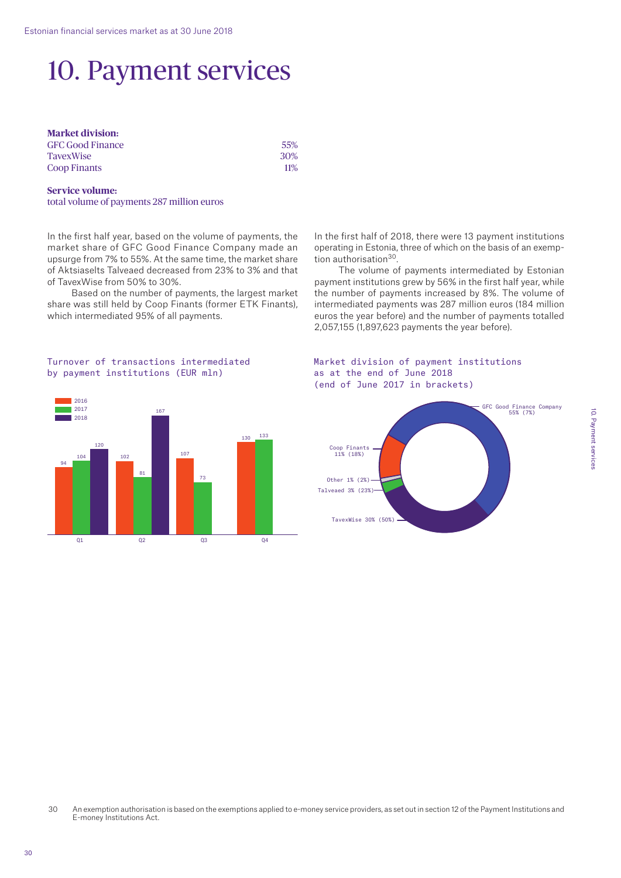# 10. Payment services

**Market division:**

| | |
|---|---|
| GFC Good Finance | 55% |
| TavexWise | 30% |
| Coop Finants | 11% |

**Service volume:**

total volume of payments 287 million euros

In the first half year, based on the volume of payments, the market share of GFC Good Finance Company made an upsurge from 7% to 55%. At the same time, the market share of Aktsiaselts Talveaed decreased from 23% to 3% and that of TavexWise from 50% to 30%.

Based on the number of payments, the largest market share was still held by Coop Finants (former ETK Finants), which intermediated 95% of all payments.

In the first half of 2018, there were 13 payment institutions operating in Estonia, three of which on the basis of an exemption authorisation[30].

The volume of payments intermediated by Estonian payment institutions grew by 56% in the first half year, while the number of payments increased by 8%. The volume of intermediated payments was 287 million euros (184 million euros the year before) and the number of payments totalled 2,057,155 (1,897,623 payments the year before).

Turnover of transactions intermediated by payment institutions (EUR mln)

2016
2017
2018

94
104
120
102
81
167
107
73
130
133

Q1
Q2
Q3
Q4

Market division of payment institutions as at the end of June 2018 (end of June 2017 in brackets)

GFC Good Finance Company 55% (7%)
Coop Finants 11% (18%)
Other 1% (2%)
Talveaed 3% (23%)
TavexWise 30% (50%)

30 An exemption authorisation is based on the exemptions applied to e-money service providers, as set out in section 12 of the Payment Institutions and E-money Institutions Act.